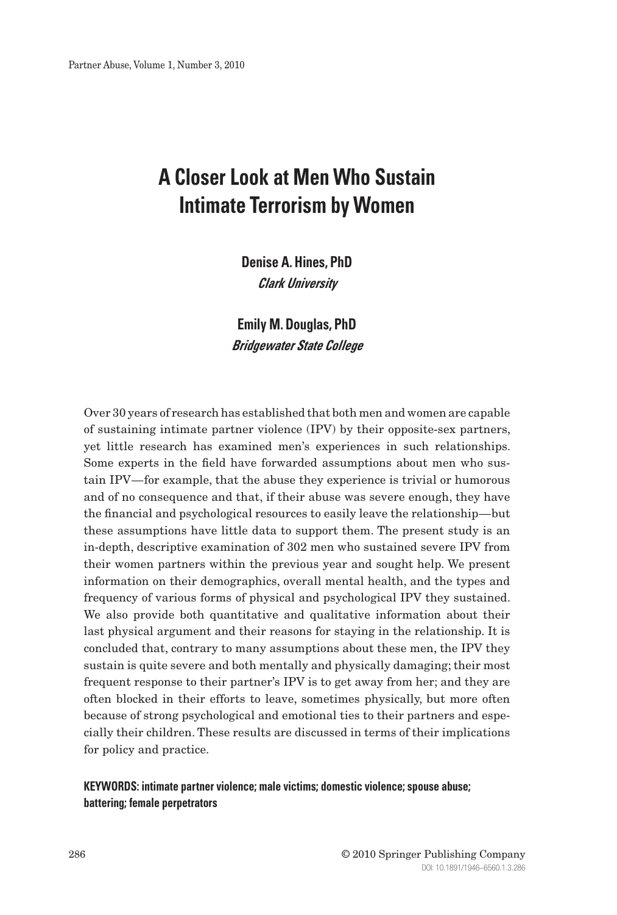# A Closer Look at Men Who Sustain Intimate Terrorism by Women

**Denise A. Hines, PhD**
***Clark University***

**Emily M. Douglas, PhD**
***Bridgewater State College***

Over 30 years of research has established that both men and women are capable of sustaining intimate partner violence (IPV) by their opposite-sex partners, yet little research has examined men's experiences in such relationships. Some experts in the field have forwarded assumptions about men who sustain IPV—for example, that the abuse they experience is trivial or humorous and of no consequence and that, if their abuse was severe enough, they have the financial and psychological resources to easily leave the relationship—but these assumptions have little data to support them. The present study is an in-depth, descriptive examination of 302 men who sustained severe IPV from their women partners within the previous year and sought help. We present information on their demographics, overall mental health, and the types and frequency of various forms of physical and psychological IPV they sustained. We also provide both quantitative and qualitative information about their last physical argument and their reasons for staying in the relationship. It is concluded that, contrary to many assumptions about these men, the IPV they sustain is quite severe and both mentally and physically damaging; their most frequent response to their partner's IPV is to get away from her; and they are often blocked in their efforts to leave, sometimes physically, but more often because of strong psychological and emotional ties to their partners and especially their children. These results are discussed in terms of their implications for policy and practice.

**KEYWORDS: intimate partner violence; male victims; domestic violence; spouse abuse; battering; female perpetrators**

© 2010 Springer Publishing Company
DOI: 10.1891/1946–6560.1.3.286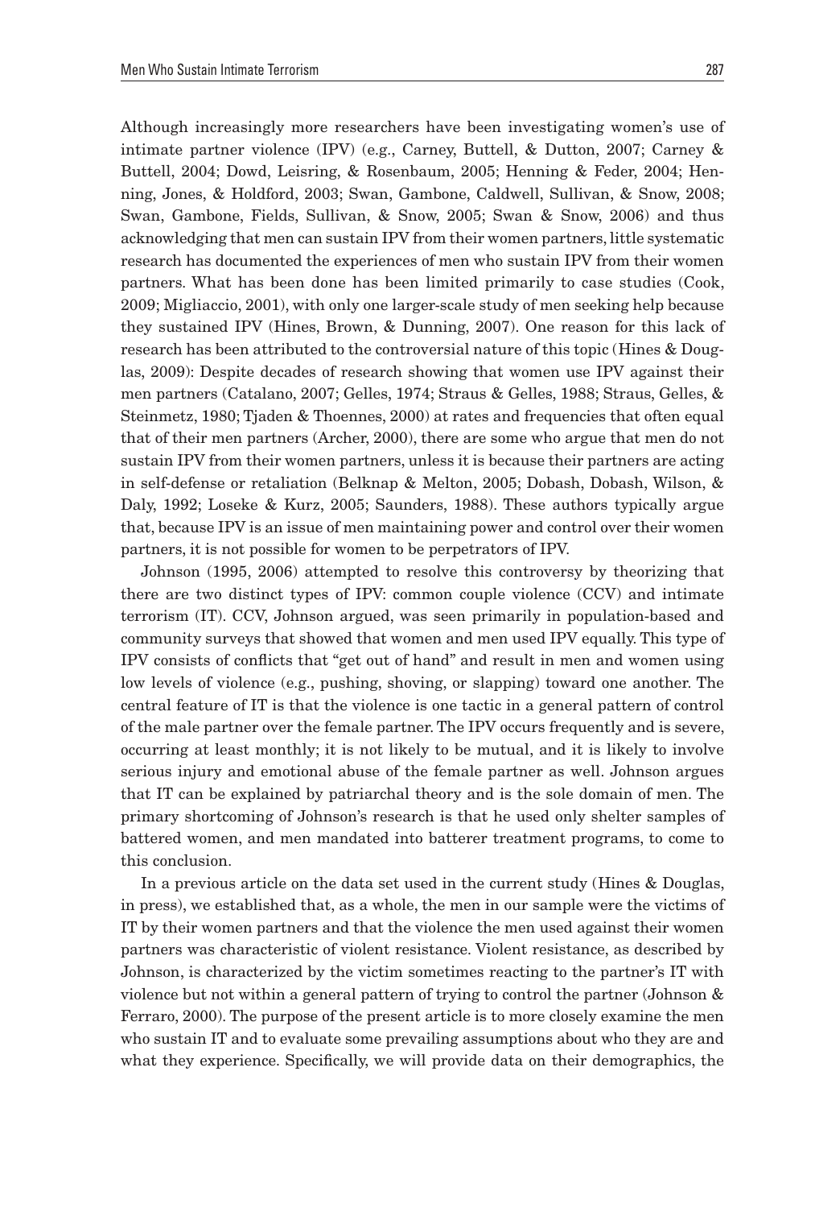Although increasingly more researchers have been investigating women's use of intimate partner violence (IPV) (e.g., Carney, Buttell, & Dutton, 2007; Carney & Buttell, 2004; Dowd, Leisring, & Rosenbaum, 2005; Henning & Feder, 2004; Henning, Jones, & Holdford, 2003; Swan, Gambone, Caldwell, Sullivan, & Snow, 2008; Swan, Gambone, Fields, Sullivan, & Snow, 2005; Swan & Snow, 2006) and thus acknowledging that men can sustain IPV from their women partners, little systematic research has documented the experiences of men who sustain IPV from their women partners. What has been done has been limited primarily to case studies (Cook, 2009; Migliaccio, 2001), with only one larger-scale study of men seeking help because they sustained IPV (Hines, Brown, & Dunning, 2007). One reason for this lack of research has been attributed to the controversial nature of this topic (Hines & Douglas, 2009): Despite decades of research showing that women use IPV against their men partners (Catalano, 2007; Gelles, 1974; Straus & Gelles, 1988; Straus, Gelles, & Steinmetz, 1980; Tjaden & Thoennes, 2000) at rates and frequencies that often equal that of their men partners (Archer, 2000), there are some who argue that men do not sustain IPV from their women partners, unless it is because their partners are acting in self-defense or retaliation (Belknap & Melton, 2005; Dobash, Dobash, Wilson, & Daly, 1992; Loseke & Kurz, 2005; Saunders, 1988). These authors typically argue that, because IPV is an issue of men maintaining power and control over their women partners, it is not possible for women to be perpetrators of IPV.

Johnson (1995, 2006) attempted to resolve this controversy by theorizing that there are two distinct types of IPV: common couple violence (CCV) and intimate terrorism (IT). CCV, Johnson argued, was seen primarily in population-based and community surveys that showed that women and men used IPV equally. This type of IPV consists of conflicts that "get out of hand" and result in men and women using low levels of violence (e.g., pushing, shoving, or slapping) toward one another. The central feature of IT is that the violence is one tactic in a general pattern of control of the male partner over the female partner. The IPV occurs frequently and is severe, occurring at least monthly; it is not likely to be mutual, and it is likely to involve serious injury and emotional abuse of the female partner as well. Johnson argues that IT can be explained by patriarchal theory and is the sole domain of men. The primary shortcoming of Johnson's research is that he used only shelter samples of battered women, and men mandated into batterer treatment programs, to come to this conclusion.

In a previous article on the data set used in the current study (Hines & Douglas, in press), we established that, as a whole, the men in our sample were the victims of IT by their women partners and that the violence the men used against their women partners was characteristic of violent resistance. Violent resistance, as described by Johnson, is characterized by the victim sometimes reacting to the partner's IT with violence but not within a general pattern of trying to control the partner (Johnson & Ferraro, 2000). The purpose of the present article is to more closely examine the men who sustain IT and to evaluate some prevailing assumptions about who they are and what they experience. Specifically, we will provide data on their demographics, the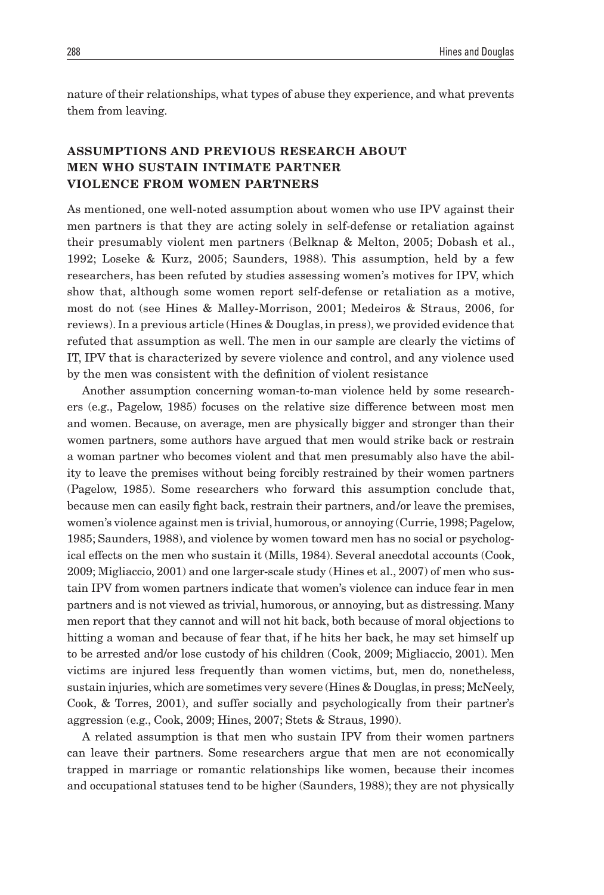nature of their relationships, what types of abuse they experience, and what prevents them from leaving.

## ASSUMPTIONS AND PREVIOUS RESEARCH ABOUT MEN WHO SUSTAIN INTIMATE PARTNER VIOLENCE FROM WOMEN PARTNERS

As mentioned, one well-noted assumption about women who use IPV against their men partners is that they are acting solely in self-defense or retaliation against their presumably violent men partners (Belknap & Melton, 2005; Dobash et al., 1992; Loseke & Kurz, 2005; Saunders, 1988). This assumption, held by a few researchers, has been refuted by studies assessing women's motives for IPV, which show that, although some women report self-defense or retaliation as a motive, most do not (see Hines & Malley-Morrison, 2001; Medeiros & Straus, 2006, for reviews). In a previous article (Hines & Douglas, in press), we provided evidence that refuted that assumption as well. The men in our sample are clearly the victims of IT, IPV that is characterized by severe violence and control, and any violence used by the men was consistent with the definition of violent resistance

Another assumption concerning woman-to-man violence held by some researchers (e.g., Pagelow, 1985) focuses on the relative size difference between most men and women. Because, on average, men are physically bigger and stronger than their women partners, some authors have argued that men would strike back or restrain a woman partner who becomes violent and that men presumably also have the ability to leave the premises without being forcibly restrained by their women partners (Pagelow, 1985). Some researchers who forward this assumption conclude that, because men can easily fight back, restrain their partners, and/or leave the premises, women's violence against men is trivial, humorous, or annoying (Currie, 1998; Pagelow, 1985; Saunders, 1988), and violence by women toward men has no social or psychological effects on the men who sustain it (Mills, 1984). Several anecdotal accounts (Cook, 2009; Migliaccio, 2001) and one larger-scale study (Hines et al., 2007) of men who sustain IPV from women partners indicate that women's violence can induce fear in men partners and is not viewed as trivial, humorous, or annoying, but as distressing. Many men report that they cannot and will not hit back, both because of moral objections to hitting a woman and because of fear that, if he hits her back, he may set himself up to be arrested and/or lose custody of his children (Cook, 2009; Migliaccio, 2001). Men victims are injured less frequently than women victims, but, men do, nonetheless, sustain injuries, which are sometimes very severe (Hines & Douglas, in press; McNeely, Cook, & Torres, 2001), and suffer socially and psychologically from their partner's aggression (e.g., Cook, 2009; Hines, 2007; Stets & Straus, 1990).

A related assumption is that men who sustain IPV from their women partners can leave their partners. Some researchers argue that men are not economically trapped in marriage or romantic relationships like women, because their incomes and occupational statuses tend to be higher (Saunders, 1988); they are not physically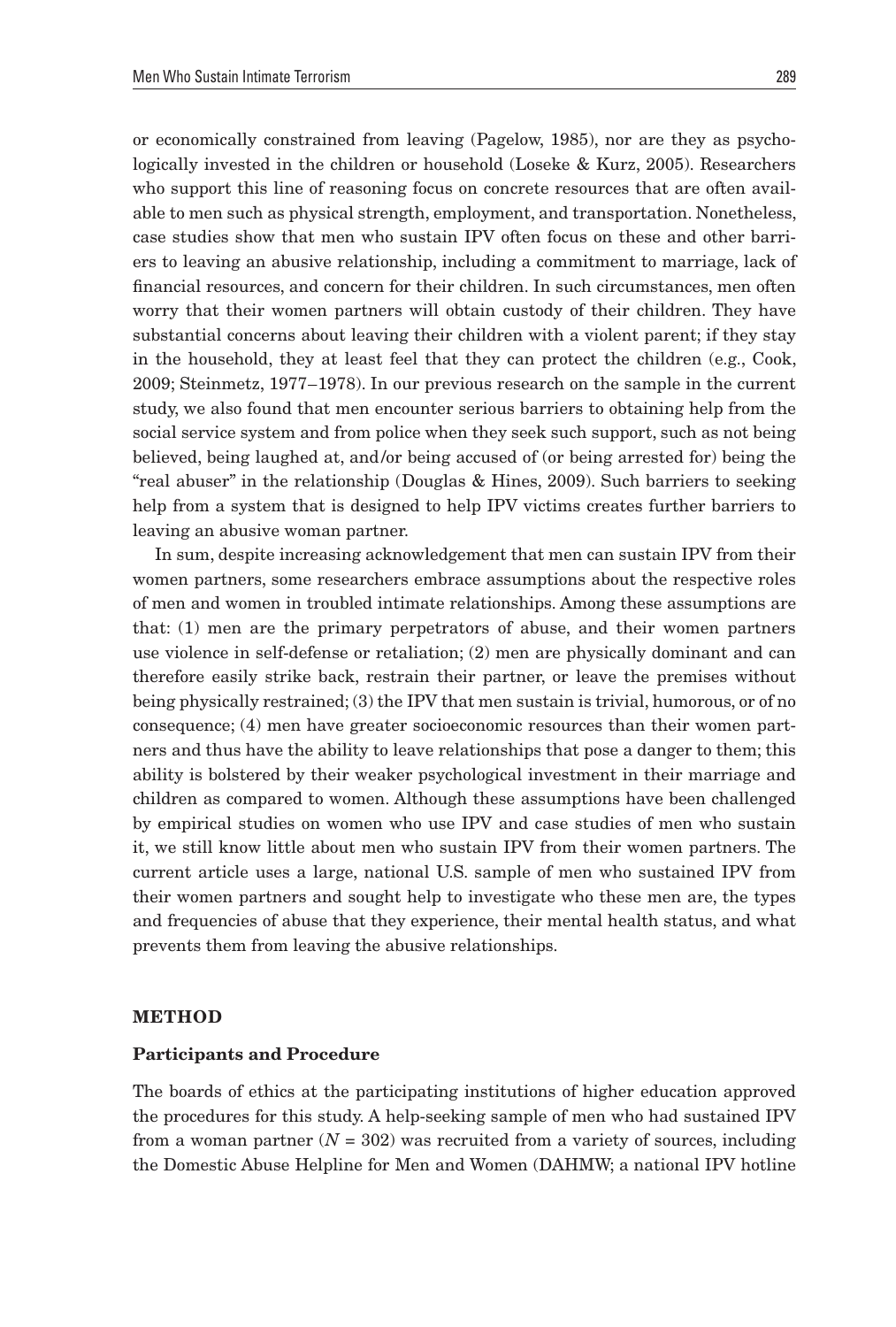or economically constrained from leaving (Pagelow, 1985), nor are they as psychologically invested in the children or household (Loseke & Kurz, 2005). Researchers who support this line of reasoning focus on concrete resources that are often available to men such as physical strength, employment, and transportation. Nonetheless, case studies show that men who sustain IPV often focus on these and other barriers to leaving an abusive relationship, including a commitment to marriage, lack of financial resources, and concern for their children. In such circumstances, men often worry that their women partners will obtain custody of their children. They have substantial concerns about leaving their children with a violent parent; if they stay in the household, they at least feel that they can protect the children (e.g., Cook, 2009; Steinmetz, 1977–1978). In our previous research on the sample in the current study, we also found that men encounter serious barriers to obtaining help from the social service system and from police when they seek such support, such as not being believed, being laughed at, and/or being accused of (or being arrested for) being the "real abuser" in the relationship (Douglas & Hines, 2009). Such barriers to seeking help from a system that is designed to help IPV victims creates further barriers to leaving an abusive woman partner.

In sum, despite increasing acknowledgement that men can sustain IPV from their women partners, some researchers embrace assumptions about the respective roles of men and women in troubled intimate relationships. Among these assumptions are that: (1) men are the primary perpetrators of abuse, and their women partners use violence in self-defense or retaliation; (2) men are physically dominant and can therefore easily strike back, restrain their partner, or leave the premises without being physically restrained; (3) the IPV that men sustain is trivial, humorous, or of no consequence; (4) men have greater socioeconomic resources than their women partners and thus have the ability to leave relationships that pose a danger to them; this ability is bolstered by their weaker psychological investment in their marriage and children as compared to women. Although these assumptions have been challenged by empirical studies on women who use IPV and case studies of men who sustain it, we still know little about men who sustain IPV from their women partners. The current article uses a large, national U.S. sample of men who sustained IPV from their women partners and sought help to investigate who these men are, the types and frequencies of abuse that they experience, their mental health status, and what prevents them from leaving the abusive relationships.

## METHOD

### Participants and Procedure

The boards of ethics at the participating institutions of higher education approved the procedures for this study. A help-seeking sample of men who had sustained IPV from a woman partner ($N = 302$) was recruited from a variety of sources, including the Domestic Abuse Helpline for Men and Women (DAHMW; a national IPV hotline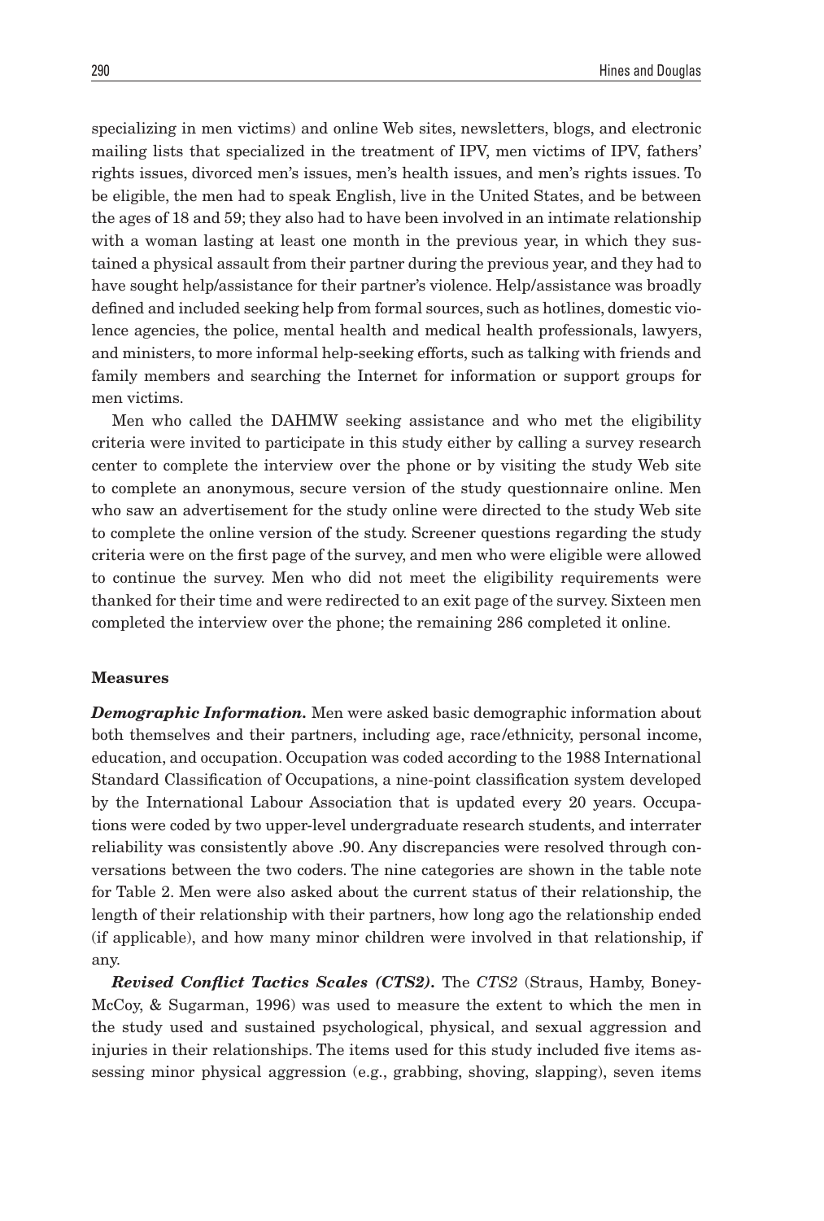specializing in men victims) and online Web sites, newsletters, blogs, and electronic mailing lists that specialized in the treatment of IPV, men victims of IPV, fathers' rights issues, divorced men's issues, men's health issues, and men's rights issues. To be eligible, the men had to speak English, live in the United States, and be between the ages of 18 and 59; they also had to have been involved in an intimate relationship with a woman lasting at least one month in the previous year, in which they sustained a physical assault from their partner during the previous year, and they had to have sought help/assistance for their partner's violence. Help/assistance was broadly defined and included seeking help from formal sources, such as hotlines, domestic violence agencies, the police, mental health and medical health professionals, lawyers, and ministers, to more informal help-seeking efforts, such as talking with friends and family members and searching the Internet for information or support groups for men victims.

Men who called the DAHMW seeking assistance and who met the eligibility criteria were invited to participate in this study either by calling a survey research center to complete the interview over the phone or by visiting the study Web site to complete an anonymous, secure version of the study questionnaire online. Men who saw an advertisement for the study online were directed to the study Web site to complete the online version of the study. Screener questions regarding the study criteria were on the first page of the survey, and men who were eligible were allowed to continue the survey. Men who did not meet the eligibility requirements were thanked for their time and were redirected to an exit page of the survey. Sixteen men completed the interview over the phone; the remaining 286 completed it online.

### Measures

***Demographic Information.*** Men were asked basic demographic information about both themselves and their partners, including age, race/ethnicity, personal income, education, and occupation. Occupation was coded according to the 1988 International Standard Classification of Occupations, a nine-point classification system developed by the International Labour Association that is updated every 20 years. Occupations were coded by two upper-level undergraduate research students, and interrater reliability was consistently above .90. Any discrepancies were resolved through conversations between the two coders. The nine categories are shown in the table note for Table 2. Men were also asked about the current status of their relationship, the length of their relationship with their partners, how long ago the relationship ended (if applicable), and how many minor children were involved in that relationship, if any.

***Revised Conflict Tactics Scales (CTS2).*** The *CTS2* (Straus, Hamby, Boney-McCoy, & Sugarman, 1996) was used to measure the extent to which the men in the study used and sustained psychological, physical, and sexual aggression and injuries in their relationships. The items used for this study included five items assessing minor physical aggression (e.g., grabbing, shoving, slapping), seven items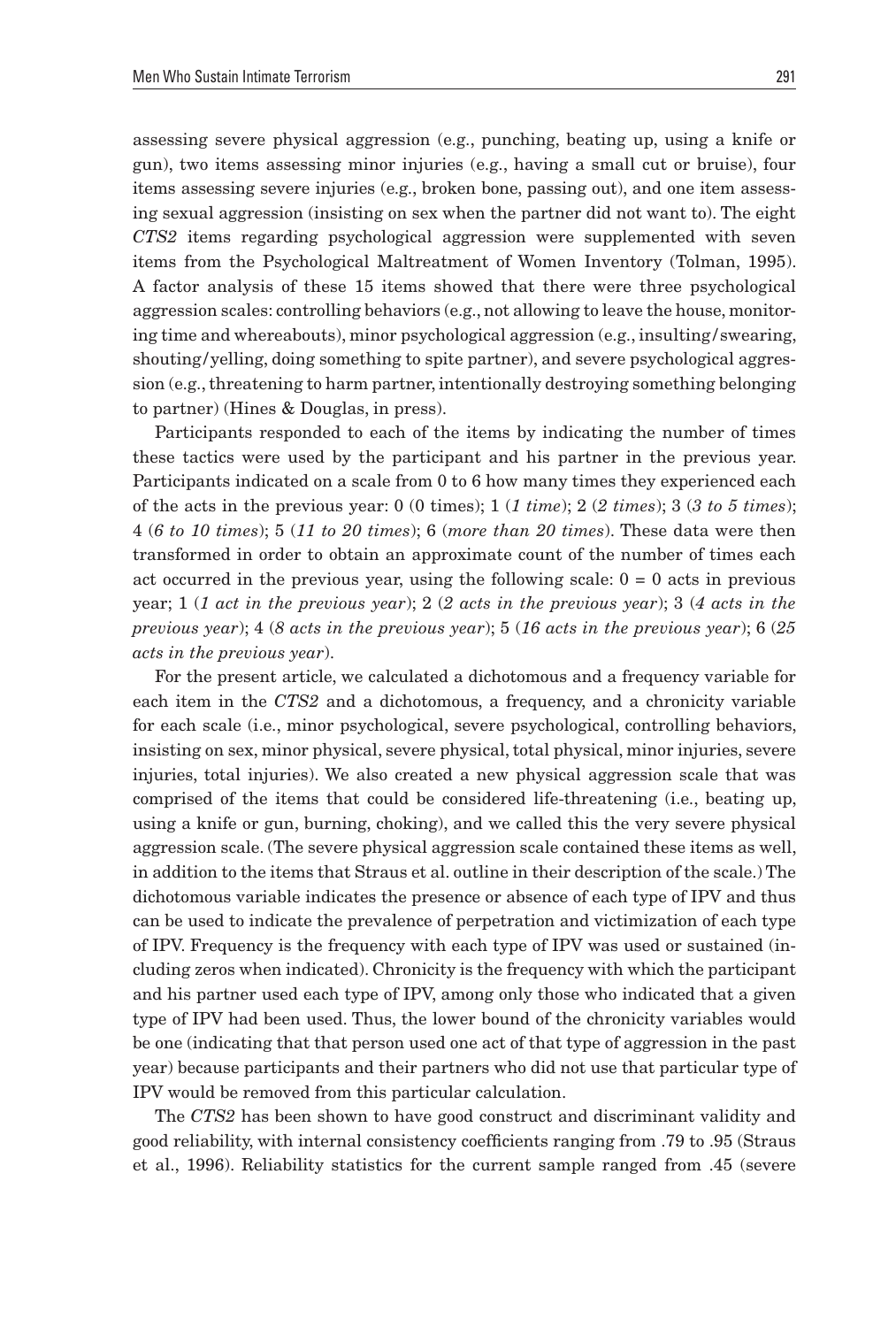assessing severe physical aggression (e.g., punching, beating up, using a knife or gun), two items assessing minor injuries (e.g., having a small cut or bruise), four items assessing severe injuries (e.g., broken bone, passing out), and one item assessing sexual aggression (insisting on sex when the partner did not want to). The eight *CTS2* items regarding psychological aggression were supplemented with seven items from the Psychological Maltreatment of Women Inventory (Tolman, 1995). A factor analysis of these 15 items showed that there were three psychological aggression scales: controlling behaviors (e.g., not allowing to leave the house, monitoring time and whereabouts), minor psychological aggression (e.g., insulting/swearing, shouting/yelling, doing something to spite partner), and severe psychological aggression (e.g., threatening to harm partner, intentionally destroying something belonging to partner) (Hines & Douglas, in press).

Participants responded to each of the items by indicating the number of times these tactics were used by the participant and his partner in the previous year. Participants indicated on a scale from 0 to 6 how many times they experienced each of the acts in the previous year: 0 (0 times); 1 (*1 time*); 2 (*2 times*); 3 (*3 to 5 times*); 4 (*6 to 10 times*); 5 (*11 to 20 times*); 6 (*more than 20 times*). These data were then transformed in order to obtain an approximate count of the number of times each act occurred in the previous year, using the following scale: 0 = 0 acts in previous year; 1 (*1 act in the previous year*); 2 (*2 acts in the previous year*); 3 (*4 acts in the previous year*); 4 (*8 acts in the previous year*); 5 (*16 acts in the previous year*); 6 (*25 acts in the previous year*).

For the present article, we calculated a dichotomous and a frequency variable for each item in the *CTS2* and a dichotomous, a frequency, and a chronicity variable for each scale (i.e., minor psychological, severe psychological, controlling behaviors, insisting on sex, minor physical, severe physical, total physical, minor injuries, severe injuries, total injuries). We also created a new physical aggression scale that was comprised of the items that could be considered life-threatening (i.e., beating up, using a knife or gun, burning, choking), and we called this the very severe physical aggression scale. (The severe physical aggression scale contained these items as well, in addition to the items that Straus et al. outline in their description of the scale.) The dichotomous variable indicates the presence or absence of each type of IPV and thus can be used to indicate the prevalence of perpetration and victimization of each type of IPV. Frequency is the frequency with each type of IPV was used or sustained (including zeros when indicated). Chronicity is the frequency with which the participant and his partner used each type of IPV, among only those who indicated that a given type of IPV had been used. Thus, the lower bound of the chronicity variables would be one (indicating that that person used one act of that type of aggression in the past year) because participants and their partners who did not use that particular type of IPV would be removed from this particular calculation.

The *CTS2* has been shown to have good construct and discriminant validity and good reliability, with internal consistency coefficients ranging from .79 to .95 (Straus et al., 1996). Reliability statistics for the current sample ranged from .45 (severe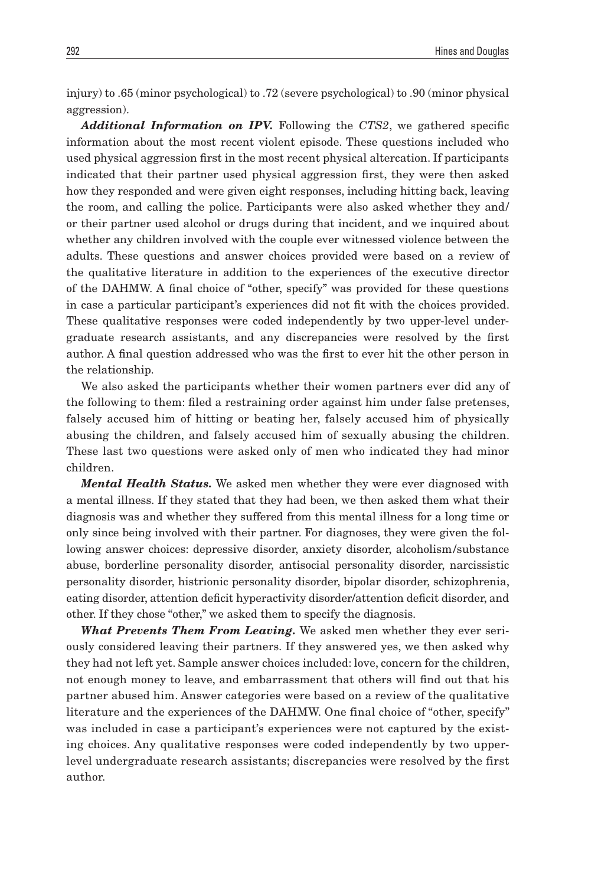injury) to .65 (minor psychological) to .72 (severe psychological) to .90 (minor physical aggression).

***Additional Information on IPV.*** Following the *CTS2*, we gathered specific information about the most recent violent episode. These questions included who used physical aggression first in the most recent physical altercation. If participants indicated that their partner used physical aggression first, they were then asked how they responded and were given eight responses, including hitting back, leaving the room, and calling the police. Participants were also asked whether they and/or their partner used alcohol or drugs during that incident, and we inquired about whether any children involved with the couple ever witnessed violence between the adults. These questions and answer choices provided were based on a review of the qualitative literature in addition to the experiences of the executive director of the DAHMW. A final choice of "other, specify" was provided for these questions in case a particular participant's experiences did not fit with the choices provided. These qualitative responses were coded independently by two upper-level undergraduate research assistants, and any discrepancies were resolved by the first author. A final question addressed who was the first to ever hit the other person in the relationship.

We also asked the participants whether their women partners ever did any of the following to them: filed a restraining order against him under false pretenses, falsely accused him of hitting or beating her, falsely accused him of physically abusing the children, and falsely accused him of sexually abusing the children. These last two questions were asked only of men who indicated they had minor children.

***Mental Health Status.*** We asked men whether they were ever diagnosed with a mental illness. If they stated that they had been, we then asked them what their diagnosis was and whether they suffered from this mental illness for a long time or only since being involved with their partner. For diagnoses, they were given the following answer choices: depressive disorder, anxiety disorder, alcoholism/substance abuse, borderline personality disorder, antisocial personality disorder, narcissistic personality disorder, histrionic personality disorder, bipolar disorder, schizophrenia, eating disorder, attention deficit hyperactivity disorder/attention deficit disorder, and other. If they chose "other," we asked them to specify the diagnosis.

***What Prevents Them From Leaving.*** We asked men whether they ever seriously considered leaving their partners. If they answered yes, we then asked why they had not left yet. Sample answer choices included: love, concern for the children, not enough money to leave, and embarrassment that others will find out that his partner abused him. Answer categories were based on a review of the qualitative literature and the experiences of the DAHMW. One final choice of "other, specify" was included in case a participant's experiences were not captured by the existing choices. Any qualitative responses were coded independently by two upper-level undergraduate research assistants; discrepancies were resolved by the first author.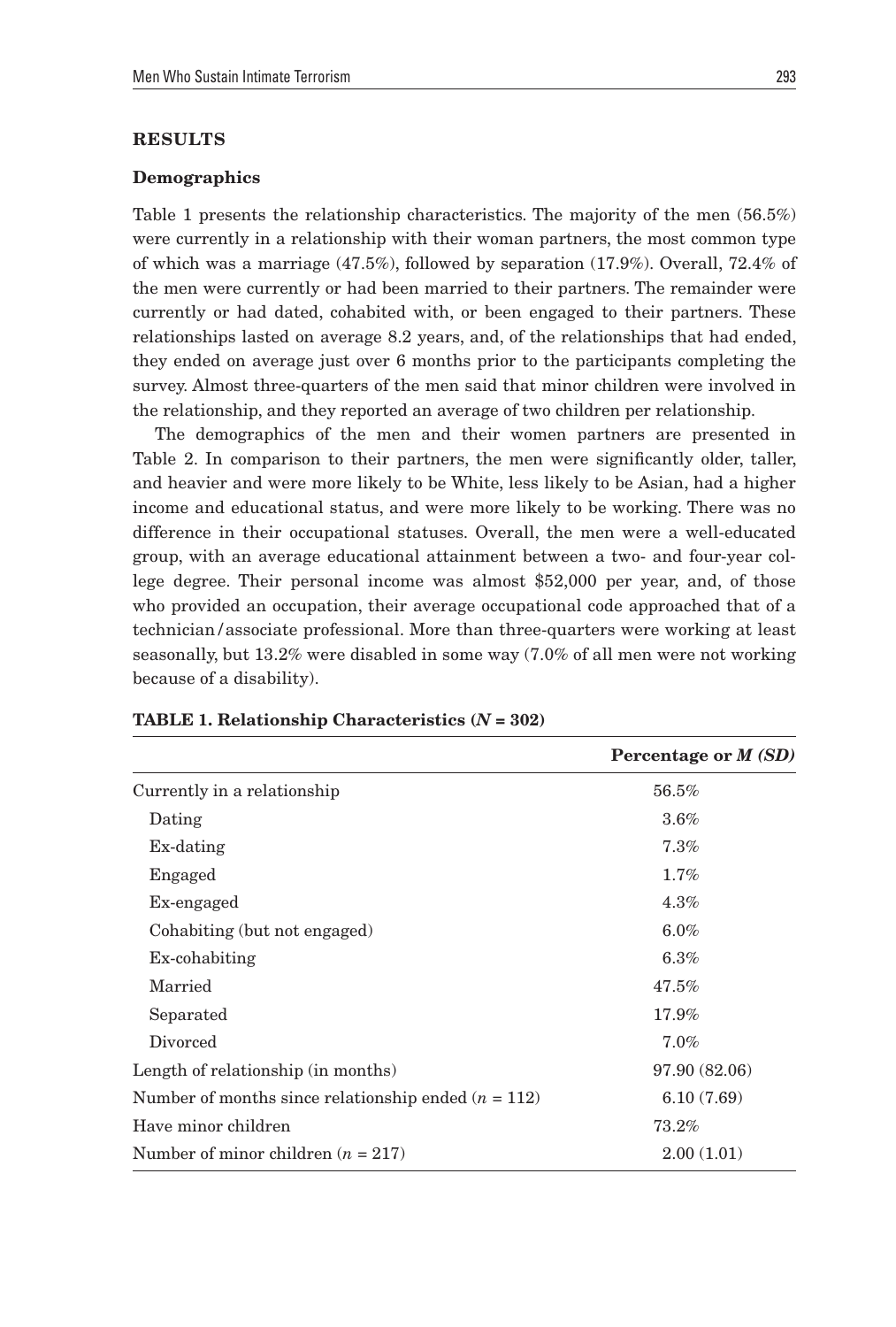## RESULTS

### Demographics

Table 1 presents the relationship characteristics. The majority of the men (56.5%) were currently in a relationship with their woman partners, the most common type of which was a marriage (47.5%), followed by separation (17.9%). Overall, 72.4% of the men were currently or had been married to their partners. The remainder were currently or had dated, cohabited with, or been engaged to their partners. These relationships lasted on average 8.2 years, and, of the relationships that had ended, they ended on average just over 6 months prior to the participants completing the survey. Almost three-quarters of the men said that minor children were involved in the relationship, and they reported an average of two children per relationship.

The demographics of the men and their women partners are presented in Table 2. In comparison to their partners, the men were significantly older, taller, and heavier and were more likely to be White, less likely to be Asian, had a higher income and educational status, and were more likely to be working. There was no difference in their occupational statuses. Overall, the men were a well-educated group, with an average educational attainment between a two- and four-year college degree. Their personal income was almost $52,000 per year, and, of those who provided an occupation, their average occupational code approached that of a technician/associate professional. More than three-quarters were working at least seasonally, but 13.2% were disabled in some way (7.0% of all men were not working because of a disability).

**TABLE 1. Relationship Characteristics (*N* = 302)**

| | Percentage or *M (SD)* |
|---|---|
| Currently in a relationship | 56.5% |
| Dating | 3.6% |
| Ex-dating | 7.3% |
| Engaged | 1.7% |
| Ex-engaged | 4.3% |
| Cohabiting (but not engaged) | 6.0% |
| Ex-cohabiting | 6.3% |
| Married | 47.5% |
| Separated | 17.9% |
| Divorced | 7.0% |
| Length of relationship (in months) | 97.90 (82.06) |
| Number of months since relationship ended (*n* = 112) | 6.10 (7.69) |
| Have minor children | 73.2% |
| Number of minor children (*n* = 217) | 2.00 (1.01) |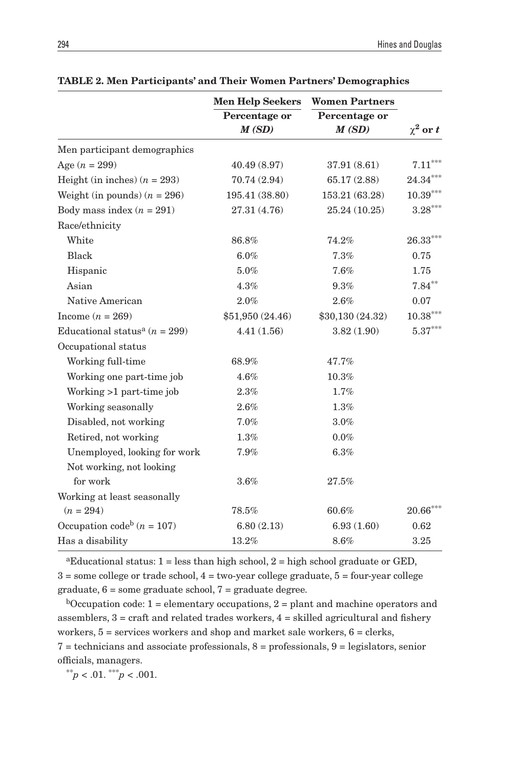**TABLE 2. Men Participants' and Their Women Partners' Demographics**

| | Men Help Seekers | Women Partners | |
|---|---|---|---|
| | Percentage or *M (SD)* | Percentage or *M (SD)* | $\chi^2$ or $t$ |
| Men participant demographics | | | |
| Age ($n$ = 299) | 40.49 (8.97) | 37.91 (8.61) | 7.11*** |
| Height (in inches) ($n$ = 293) | 70.74 (2.94) | 65.17 (2.88) | 24.34*** |
| Weight (in pounds) ($n$ = 296) | 195.41 (38.80) | 153.21 (63.28) | 10.39*** |
| Body mass index ($n$ = 291) | 27.31 (4.76) | 25.24 (10.25) | 3.28*** |
| Race/ethnicity | | | |
| White | 86.8% | 74.2% | 26.33*** |
| Black | 6.0% | 7.3% | 0.75 |
| Hispanic | 5.0% | 7.6% | 1.75 |
| Asian | 4.3% | 9.3% | 7.84** |
| Native American | 2.0% | 2.6% | 0.07 |
| Income ($n$ = 269) | $51,950 (24.46) | $30,130 (24.32) | 10.38*** |
| Educational status[a] ($n$ = 299) | 4.41 (1.56) | 3.82 (1.90) | 5.37*** |
| Occupational status | | | |
| Working full-time | 68.9% | 47.7% | |
| Working one part-time job | 4.6% | 10.3% | |
| Working >1 part-time job | 2.3% | 1.7% | |
| Working seasonally | 2.6% | 1.3% | |
| Disabled, not working | 7.0% | 3.0% | |
| Retired, not working | 1.3% | 0.0% | |
| Unemployed, looking for work | 7.9% | 6.3% | |
| Not working, not looking for work | 3.6% | 27.5% | |
| Working at least seasonally ($n$ = 294) | 78.5% | 60.6% | 20.66*** |
| Occupation code[b] ($n$ = 107) | 6.80 (2.13) | 6.93 (1.60) | 0.62 |
| Has a disability | 13.2% | 8.6% | 3.25 |

[a]Educational status: 1 = less than high school, 2 = high school graduate or GED, 3 = some college or trade school, 4 = two-year college graduate, 5 = four-year college graduate, 6 = some graduate school, 7 = graduate degree.

[b]Occupation code: 1 = elementary occupations, 2 = plant and machine operators and assemblers, 3 = craft and related trades workers, 4 = skilled agricultural and fishery workers, 5 = services workers and shop and market sale workers, 6 = clerks, 7 = technicians and associate professionals, 8 = professionals, 9 = legislators, senior officials, managers.

**$p < .01$. ***$p < .001$.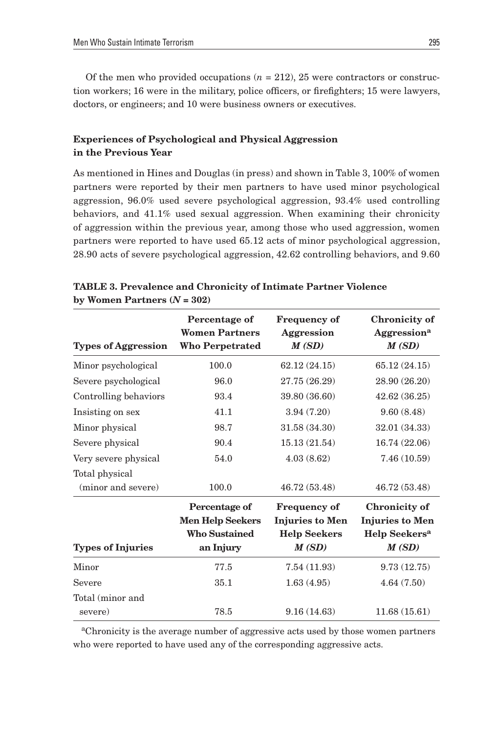Of the men who provided occupations ($n = 212$), 25 were contractors or construction workers; 16 were in the military, police officers, or firefighters; 15 were lawyers, doctors, or engineers; and 10 were business owners or executives.

### Experiences of Psychological and Physical Aggression in the Previous Year

As mentioned in Hines and Douglas (in press) and shown in Table 3, 100% of women partners were reported by their men partners to have used minor psychological aggression, 96.0% used severe psychological aggression, 93.4% used controlling behaviors, and 41.1% used sexual aggression. When examining their chronicity of aggression within the previous year, among those who used aggression, women partners were reported to have used 65.12 acts of minor psychological aggression, 28.90 acts of severe psychological aggression, 42.62 controlling behaviors, and 9.60

**TABLE 3. Prevalence and Chronicity of Intimate Partner Violence by Women Partners ($N = 302$)**

| Types of Aggression | Percentage of Women Partners Who Perpetrated | Frequency of Aggression *M (SD)* | Chronicity of Aggression[a] *M (SD)* |
|---|---|---|---|
| Minor psychological | 100.0 | 62.12 (24.15) | 65.12 (24.15) |
| Severe psychological | 96.0 | 27.75 (26.29) | 28.90 (26.20) |
| Controlling behaviors | 93.4 | 39.80 (36.60) | 42.62 (36.25) |
| Insisting on sex | 41.1 | 3.94 (7.20) | 9.60 (8.48) |
| Minor physical | 98.7 | 31.58 (34.30) | 32.01 (34.33) |
| Severe physical | 90.4 | 15.13 (21.54) | 16.74 (22.06) |
| Very severe physical | 54.0 | 4.03 (8.62) | 7.46 (10.59) |
| Total physical (minor and severe) | 100.0 | 46.72 (53.48) | 46.72 (53.48) |
| **Types of Injuries** | **Percentage of Men Help Seekers Who Sustained an Injury** | **Frequency of Injuries to Men Help Seekers *M (SD)*** | **Chronicity of Injuries to Men Help Seekers[a] *M (SD)*** |
| Minor | 77.5 | 7.54 (11.93) | 9.73 (12.75) |
| Severe | 35.1 | 1.63 (4.95) | 4.64 (7.50) |
| Total (minor and severe) | 78.5 | 9.16 (14.63) | 11.68 (15.61) |

[a]Chronicity is the average number of aggressive acts used by those women partners who were reported to have used any of the corresponding aggressive acts.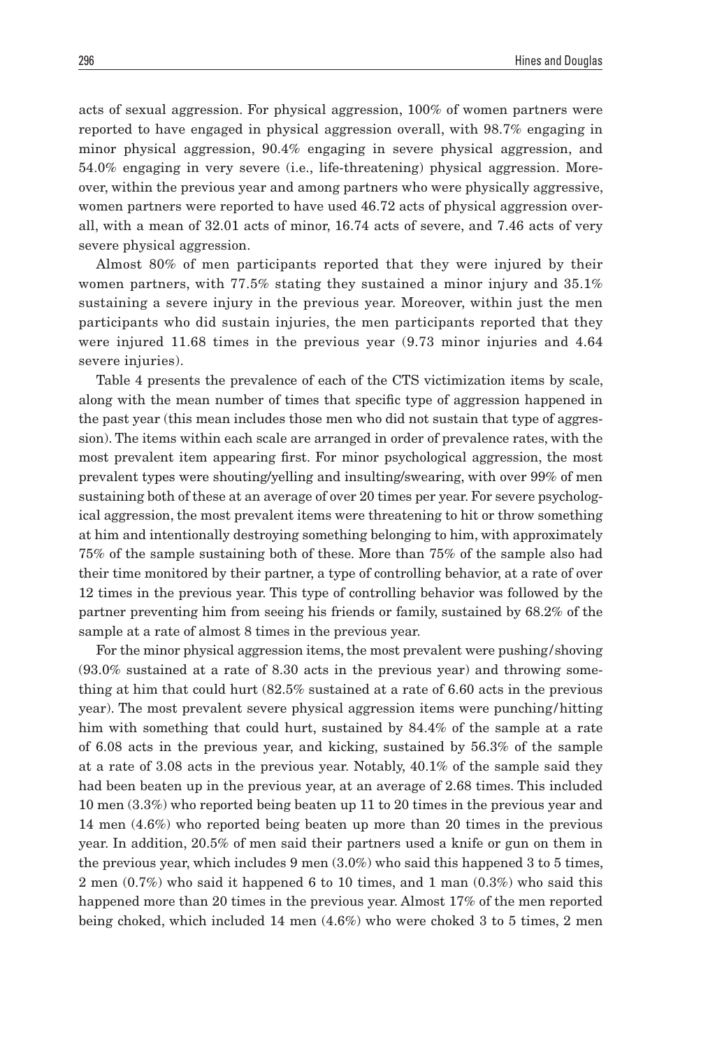acts of sexual aggression. For physical aggression, 100% of women partners were reported to have engaged in physical aggression overall, with 98.7% engaging in minor physical aggression, 90.4% engaging in severe physical aggression, and 54.0% engaging in very severe (i.e., life-threatening) physical aggression. Moreover, within the previous year and among partners who were physically aggressive, women partners were reported to have used 46.72 acts of physical aggression overall, with a mean of 32.01 acts of minor, 16.74 acts of severe, and 7.46 acts of very severe physical aggression.

Almost 80% of men participants reported that they were injured by their women partners, with 77.5% stating they sustained a minor injury and 35.1% sustaining a severe injury in the previous year. Moreover, within just the men participants who did sustain injuries, the men participants reported that they were injured 11.68 times in the previous year (9.73 minor injuries and 4.64 severe injuries).

Table 4 presents the prevalence of each of the CTS victimization items by scale, along with the mean number of times that specific type of aggression happened in the past year (this mean includes those men who did not sustain that type of aggression). The items within each scale are arranged in order of prevalence rates, with the most prevalent item appearing first. For minor psychological aggression, the most prevalent types were shouting/yelling and insulting/swearing, with over 99% of men sustaining both of these at an average of over 20 times per year. For severe psychological aggression, the most prevalent items were threatening to hit or throw something at him and intentionally destroying something belonging to him, with approximately 75% of the sample sustaining both of these. More than 75% of the sample also had their time monitored by their partner, a type of controlling behavior, at a rate of over 12 times in the previous year. This type of controlling behavior was followed by the partner preventing him from seeing his friends or family, sustained by 68.2% of the sample at a rate of almost 8 times in the previous year.

For the minor physical aggression items, the most prevalent were pushing/shoving (93.0% sustained at a rate of 8.30 acts in the previous year) and throwing something at him that could hurt (82.5% sustained at a rate of 6.60 acts in the previous year). The most prevalent severe physical aggression items were punching/hitting him with something that could hurt, sustained by 84.4% of the sample at a rate of 6.08 acts in the previous year, and kicking, sustained by 56.3% of the sample at a rate of 3.08 acts in the previous year. Notably, 40.1% of the sample said they had been beaten up in the previous year, at an average of 2.68 times. This included 10 men (3.3%) who reported being beaten up 11 to 20 times in the previous year and 14 men (4.6%) who reported being beaten up more than 20 times in the previous year. In addition, 20.5% of men said their partners used a knife or gun on them in the previous year, which includes 9 men (3.0%) who said this happened 3 to 5 times, 2 men (0.7%) who said it happened 6 to 10 times, and 1 man (0.3%) who said this happened more than 20 times in the previous year. Almost 17% of the men reported being choked, which included 14 men (4.6%) who were choked 3 to 5 times, 2 men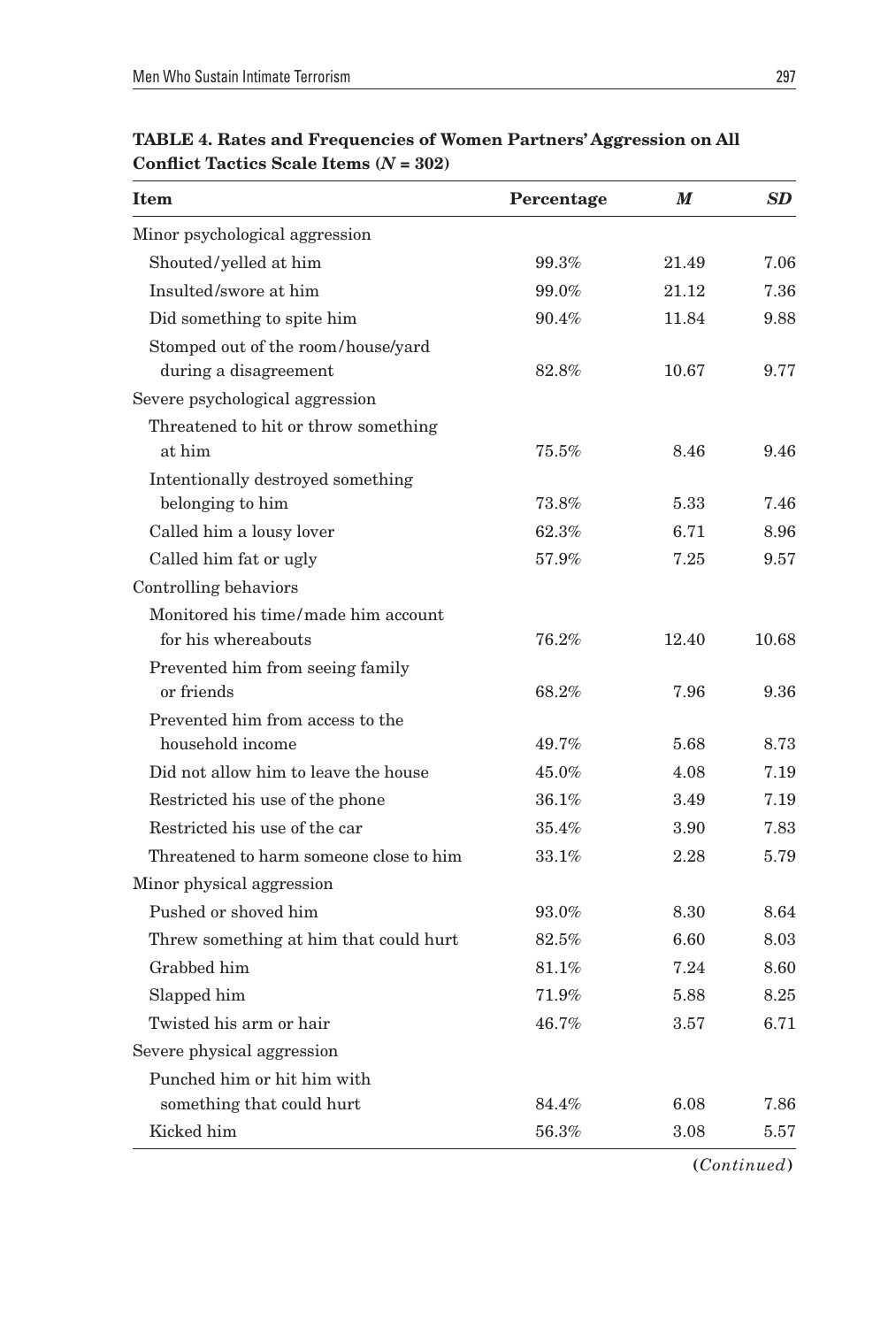**TABLE 4. Rates and Frequencies of Women Partners' Aggression on All Conflict Tactics Scale Items (*N* = 302)**

| Item | Percentage | *M* | *SD* |
|---|---|---|---|
| Minor psychological aggression | | | |
| Shouted/yelled at him | 99.3% | 21.49 | 7.06 |
| Insulted/swore at him | 99.0% | 21.12 | 7.36 |
| Did something to spite him | 90.4% | 11.84 | 9.88 |
| Stomped out of the room/house/yard during a disagreement | 82.8% | 10.67 | 9.77 |
| Severe psychological aggression | | | |
| Threatened to hit or throw something at him | 75.5% | 8.46 | 9.46 |
| Intentionally destroyed something belonging to him | 73.8% | 5.33 | 7.46 |
| Called him a lousy lover | 62.3% | 6.71 | 8.96 |
| Called him fat or ugly | 57.9% | 7.25 | 9.57 |
| Controlling behaviors | | | |
| Monitored his time/made him account for his whereabouts | 76.2% | 12.40 | 10.68 |
| Prevented him from seeing family or friends | 68.2% | 7.96 | 9.36 |
| Prevented him from access to the household income | 49.7% | 5.68 | 8.73 |
| Did not allow him to leave the house | 45.0% | 4.08 | 7.19 |
| Restricted his use of the phone | 36.1% | 3.49 | 7.19 |
| Restricted his use of the car | 35.4% | 3.90 | 7.83 |
| Threatened to harm someone close to him | 33.1% | 2.28 | 5.79 |
| Minor physical aggression | | | |
| Pushed or shoved him | 93.0% | 8.30 | 8.64 |
| Threw something at him that could hurt | 82.5% | 6.60 | 8.03 |
| Grabbed him | 81.1% | 7.24 | 8.60 |
| Slapped him | 71.9% | 5.88 | 8.25 |
| Twisted his arm or hair | 46.7% | 3.57 | 6.71 |
| Severe physical aggression | | | |
| Punched him or hit him with something that could hurt | 84.4% | 6.08 | 7.86 |
| Kicked him | 56.3% | 3.08 | 5.57 |

(*Continued*)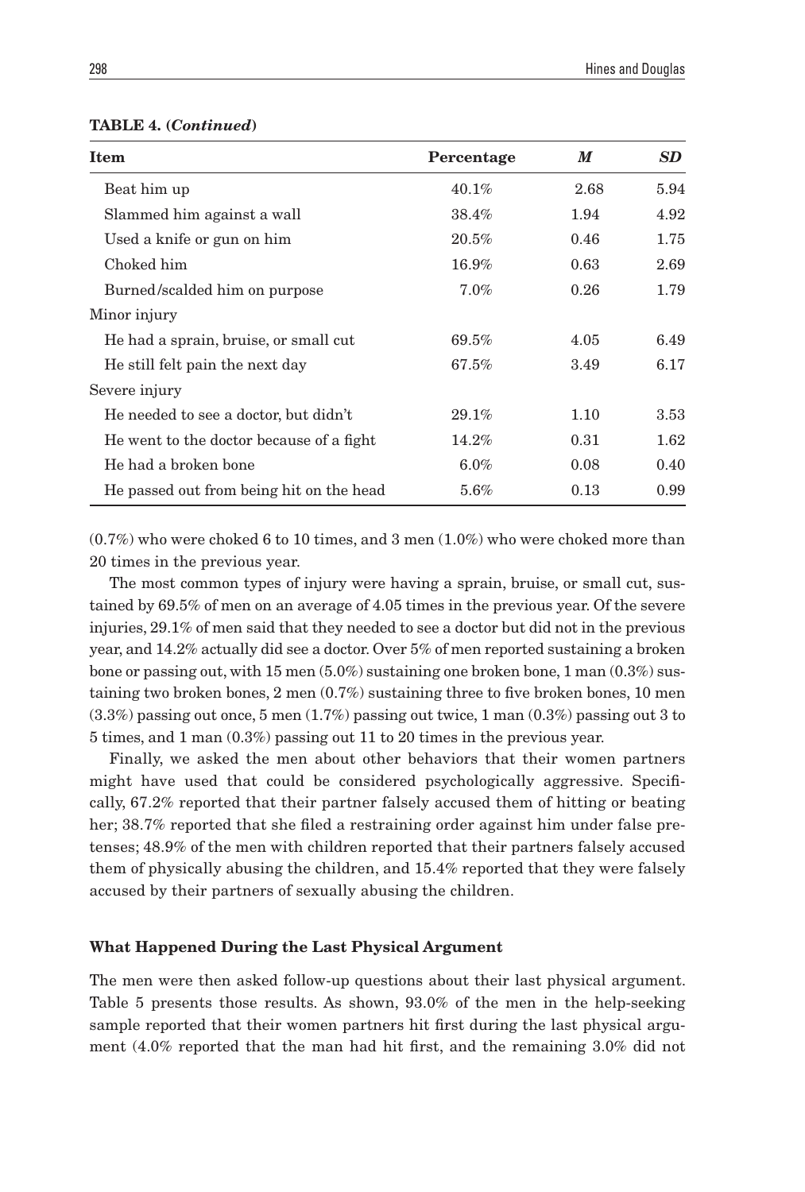**TABLE 4. (*Continued*)**

| Item | Percentage | *M* | *SD* |
|---|---|---|---|
| Beat him up | 40.1% | 2.68 | 5.94 |
| Slammed him against a wall | 38.4% | 1.94 | 4.92 |
| Used a knife or gun on him | 20.5% | 0.46 | 1.75 |
| Choked him | 16.9% | 0.63 | 2.69 |
| Burned/scalded him on purpose | 7.0% | 0.26 | 1.79 |
| Minor injury | | | |
| He had a sprain, bruise, or small cut | 69.5% | 4.05 | 6.49 |
| He still felt pain the next day | 67.5% | 3.49 | 6.17 |
| Severe injury | | | |
| He needed to see a doctor, but didn't | 29.1% | 1.10 | 3.53 |
| He went to the doctor because of a fight | 14.2% | 0.31 | 1.62 |
| He had a broken bone | 6.0% | 0.08 | 0.40 |
| He passed out from being hit on the head | 5.6% | 0.13 | 0.99 |

(0.7%) who were choked 6 to 10 times, and 3 men (1.0%) who were choked more than 20 times in the previous year.

The most common types of injury were having a sprain, bruise, or small cut, sustained by 69.5% of men on an average of 4.05 times in the previous year. Of the severe injuries, 29.1% of men said that they needed to see a doctor but did not in the previous year, and 14.2% actually did see a doctor. Over 5% of men reported sustaining a broken bone or passing out, with 15 men (5.0%) sustaining one broken bone, 1 man (0.3%) sustaining two broken bones, 2 men (0.7%) sustaining three to five broken bones, 10 men (3.3%) passing out once, 5 men (1.7%) passing out twice, 1 man (0.3%) passing out 3 to 5 times, and 1 man (0.3%) passing out 11 to 20 times in the previous year.

Finally, we asked the men about other behaviors that their women partners might have used that could be considered psychologically aggressive. Specifically, 67.2% reported that their partner falsely accused them of hitting or beating her; 38.7% reported that she filed a restraining order against him under false pretenses; 48.9% of the men with children reported that their partners falsely accused them of physically abusing the children, and 15.4% reported that they were falsely accused by their partners of sexually abusing the children.

### What Happened During the Last Physical Argument

The men were then asked follow-up questions about their last physical argument. Table 5 presents those results. As shown, 93.0% of the men in the help-seeking sample reported that their women partners hit first during the last physical argument (4.0% reported that the man had hit first, and the remaining 3.0% did not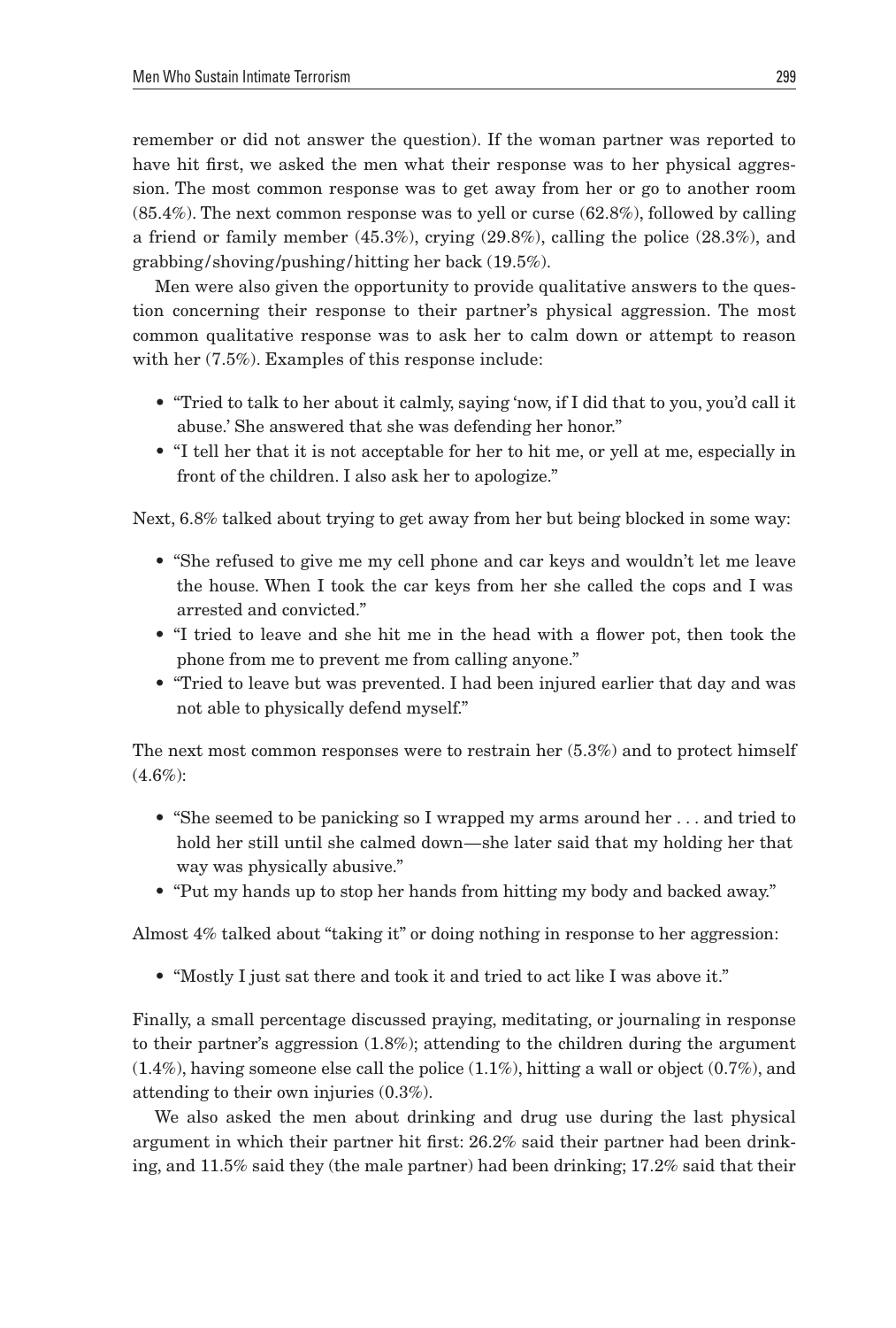remember or did not answer the question). If the woman partner was reported to have hit first, we asked the men what their response was to her physical aggression. The most common response was to get away from her or go to another room (85.4%). The next common response was to yell or curse (62.8%), followed by calling a friend or family member (45.3%), crying (29.8%), calling the police (28.3%), and grabbing/shoving/pushing/hitting her back (19.5%).

Men were also given the opportunity to provide qualitative answers to the question concerning their response to their partner's physical aggression. The most common qualitative response was to ask her to calm down or attempt to reason with her (7.5%). Examples of this response include:

- "Tried to talk to her about it calmly, saying 'now, if I did that to you, you'd call it abuse.' She answered that she was defending her honor."
- "I tell her that it is not acceptable for her to hit me, or yell at me, especially in front of the children. I also ask her to apologize."

Next, 6.8% talked about trying to get away from her but being blocked in some way:

- "She refused to give me my cell phone and car keys and wouldn't let me leave the house. When I took the car keys from her she called the cops and I was arrested and convicted."
- "I tried to leave and she hit me in the head with a flower pot, then took the phone from me to prevent me from calling anyone."
- "Tried to leave but was prevented. I had been injured earlier that day and was not able to physically defend myself."

The next most common responses were to restrain her (5.3%) and to protect himself (4.6%):

- "She seemed to be panicking so I wrapped my arms around her . . . and tried to hold her still until she calmed down—she later said that my holding her that way was physically abusive."
- "Put my hands up to stop her hands from hitting my body and backed away."

Almost 4% talked about "taking it" or doing nothing in response to her aggression:

- "Mostly I just sat there and took it and tried to act like I was above it."

Finally, a small percentage discussed praying, meditating, or journaling in response to their partner's aggression (1.8%); attending to the children during the argument (1.4%), having someone else call the police (1.1%), hitting a wall or object (0.7%), and attending to their own injuries (0.3%).

We also asked the men about drinking and drug use during the last physical argument in which their partner hit first: 26.2% said their partner had been drinking, and 11.5% said they (the male partner) had been drinking; 17.2% said that their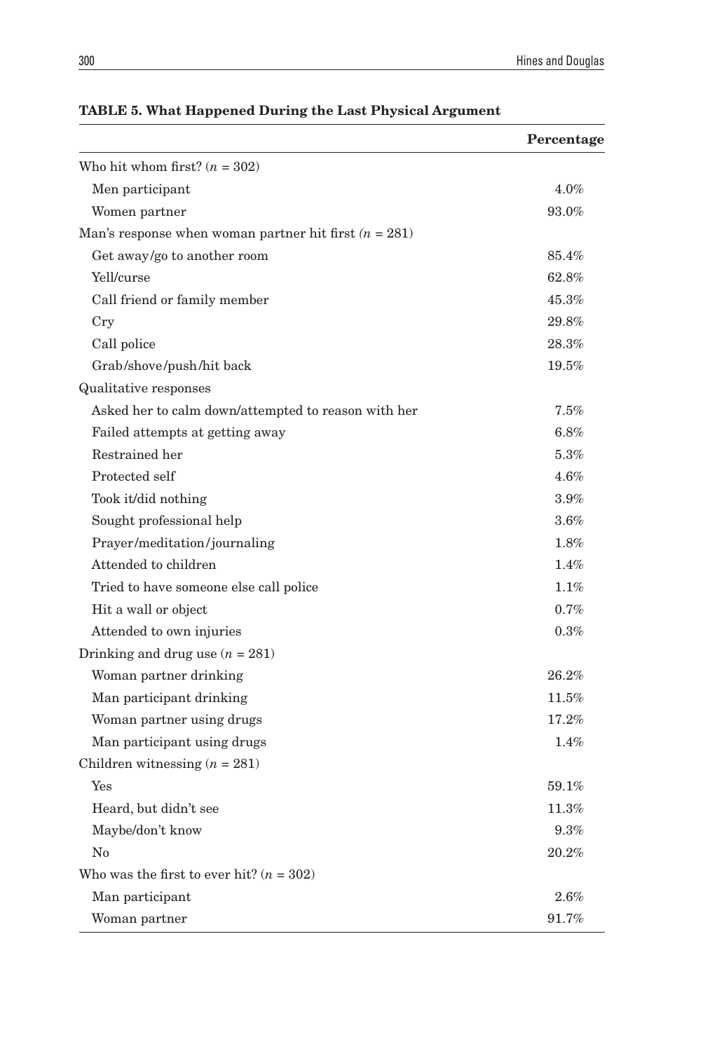**TABLE 5. What Happened During the Last Physical Argument**

| | Percentage |
|---|---|
| Who hit whom first? ($n$ = 302) | |
| Men participant | 4.0% |
| Women partner | 93.0% |
| Man's response when woman partner hit first ($n$ = 281) | |
| Get away/go to another room | 85.4% |
| Yell/curse | 62.8% |
| Call friend or family member | 45.3% |
| Cry | 29.8% |
| Call police | 28.3% |
| Grab/shove/push/hit back | 19.5% |
| Qualitative responses | |
| Asked her to calm down/attempted to reason with her | 7.5% |
| Failed attempts at getting away | 6.8% |
| Restrained her | 5.3% |
| Protected self | 4.6% |
| Took it/did nothing | 3.9% |
| Sought professional help | 3.6% |
| Prayer/meditation/journaling | 1.8% |
| Attended to children | 1.4% |
| Tried to have someone else call police | 1.1% |
| Hit a wall or object | 0.7% |
| Attended to own injuries | 0.3% |
| Drinking and drug use ($n$ = 281) | |
| Woman partner drinking | 26.2% |
| Man participant drinking | 11.5% |
| Woman partner using drugs | 17.2% |
| Man participant using drugs | 1.4% |
| Children witnessing ($n$ = 281) | |
| Yes | 59.1% |
| Heard, but didn't see | 11.3% |
| Maybe/don't know | 9.3% |
| No | 20.2% |
| Who was the first to ever hit? ($n$ = 302) | |
| Man participant | 2.6% |
| Woman partner | 91.7% |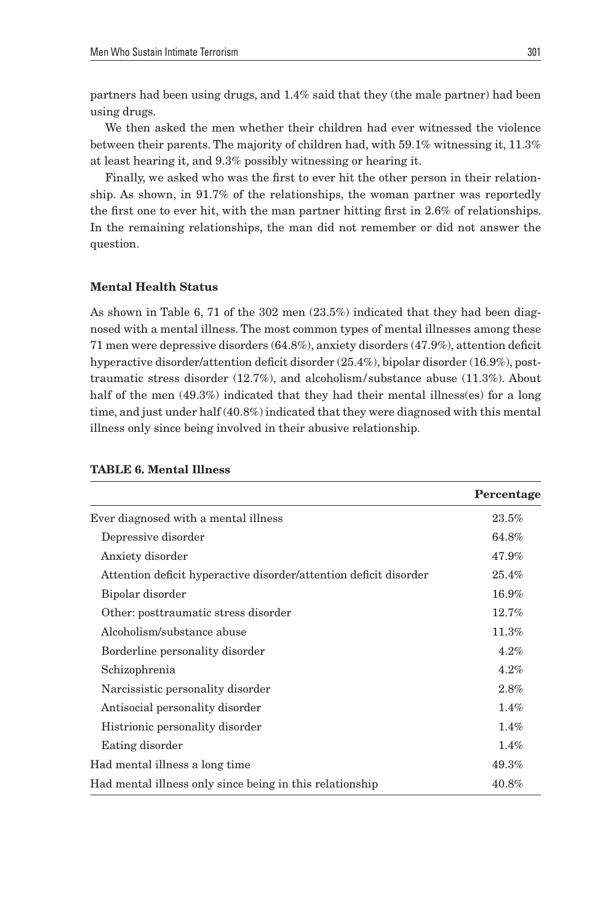partners had been using drugs, and 1.4% said that they (the male partner) had been using drugs.

We then asked the men whether their children had ever witnessed the violence between their parents. The majority of children had, with 59.1% witnessing it, 11.3% at least hearing it, and 9.3% possibly witnessing or hearing it.

Finally, we asked who was the first to ever hit the other person in their relationship. As shown, in 91.7% of the relationships, the woman partner was reportedly the first one to ever hit, with the man partner hitting first in 2.6% of relationships. In the remaining relationships, the man did not remember or did not answer the question.

### Mental Health Status

As shown in Table 6, 71 of the 302 men (23.5%) indicated that they had been diagnosed with a mental illness. The most common types of mental illnesses among these 71 men were depressive disorders (64.8%), anxiety disorders (47.9%), attention deficit hyperactive disorder/attention deficit disorder (25.4%), bipolar disorder (16.9%), posttraumatic stress disorder (12.7%), and alcoholism/substance abuse (11.3%). About half of the men (49.3%) indicated that they had their mental illness(es) for a long time, and just under half (40.8%) indicated that they were diagnosed with this mental illness only since being involved in their abusive relationship.

**TABLE 6. Mental Illness**

| | Percentage |
|---|---|
| Ever diagnosed with a mental illness | 23.5% |
| Depressive disorder | 64.8% |
| Anxiety disorder | 47.9% |
| Attention deficit hyperactive disorder/attention deficit disorder | 25.4% |
| Bipolar disorder | 16.9% |
| Other: posttraumatic stress disorder | 12.7% |
| Alcoholism/substance abuse | 11.3% |
| Borderline personality disorder | 4.2% |
| Schizophrenia | 4.2% |
| Narcissistic personality disorder | 2.8% |
| Antisocial personality disorder | 1.4% |
| Histrionic personality disorder | 1.4% |
| Eating disorder | 1.4% |
| Had mental illness a long time | 49.3% |
| Had mental illness only since being in this relationship | 40.8% |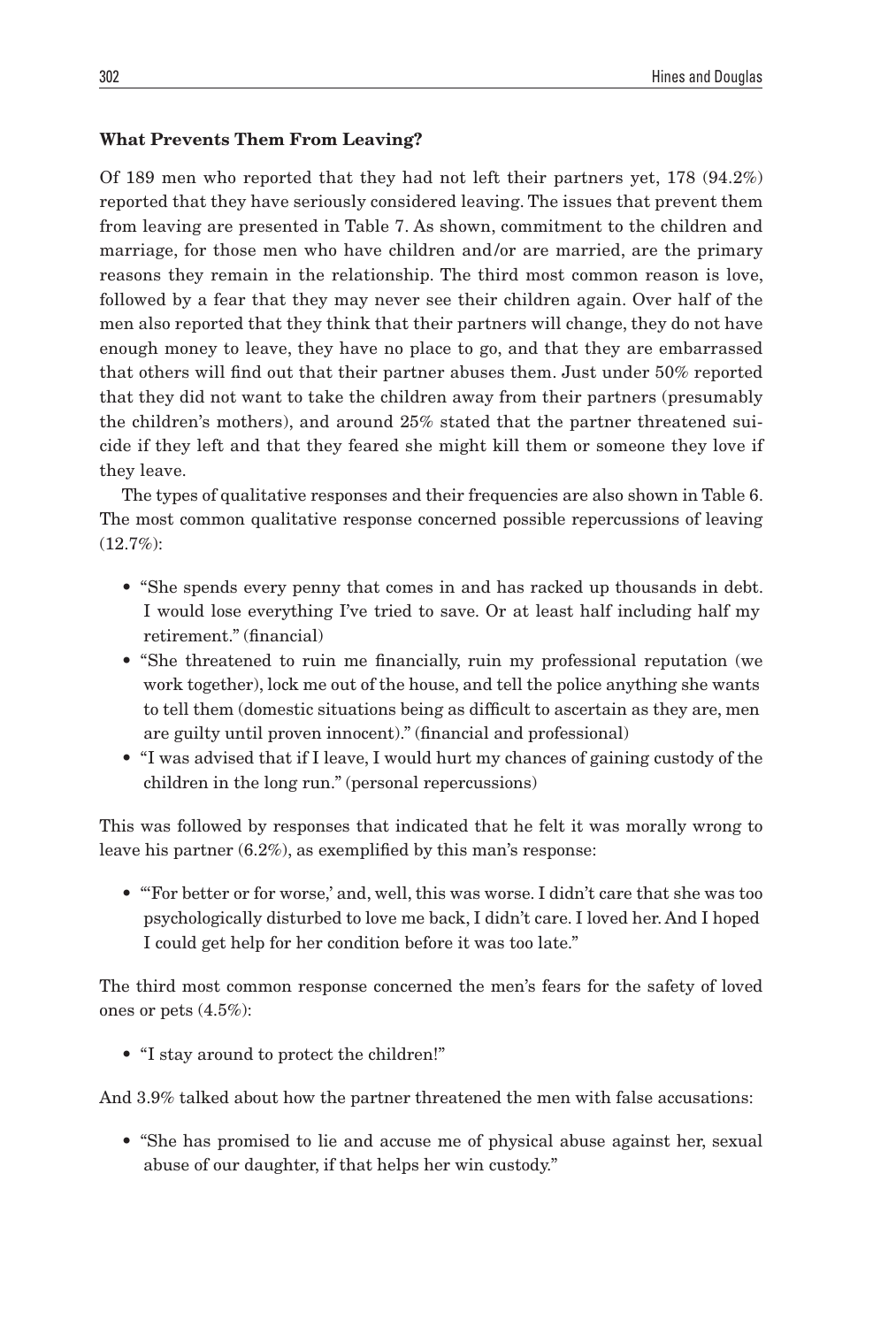**What Prevents Them From Leaving?**

Of 189 men who reported that they had not left their partners yet, 178 (94.2%) reported that they have seriously considered leaving. The issues that prevent them from leaving are presented in Table 7. As shown, commitment to the children and marriage, for those men who have children and/or are married, are the primary reasons they remain in the relationship. The third most common reason is love, followed by a fear that they may never see their children again. Over half of the men also reported that they think that their partners will change, they do not have enough money to leave, they have no place to go, and that they are embarrassed that others will find out that their partner abuses them. Just under 50% reported that they did not want to take the children away from their partners (presumably the children's mothers), and around 25% stated that the partner threatened suicide if they left and that they feared she might kill them or someone they love if they leave.

The types of qualitative responses and their frequencies are also shown in Table 6. The most common qualitative response concerned possible repercussions of leaving (12.7%):

- "She spends every penny that comes in and has racked up thousands in debt. I would lose everything I've tried to save. Or at least half including half my retirement." (financial)
- "She threatened to ruin me financially, ruin my professional reputation (we work together), lock me out of the house, and tell the police anything she wants to tell them (domestic situations being as difficult to ascertain as they are, men are guilty until proven innocent)." (financial and professional)
- "I was advised that if I leave, I would hurt my chances of gaining custody of the children in the long run." (personal repercussions)

This was followed by responses that indicated that he felt it was morally wrong to leave his partner (6.2%), as exemplified by this man's response:

- "'For better or for worse,' and, well, this was worse. I didn't care that she was too psychologically disturbed to love me back, I didn't care. I loved her. And I hoped I could get help for her condition before it was too late."

The third most common response concerned the men's fears for the safety of loved ones or pets (4.5%):

- "I stay around to protect the children!"

And 3.9% talked about how the partner threatened the men with false accusations:

- "She has promised to lie and accuse me of physical abuse against her, sexual abuse of our daughter, if that helps her win custody."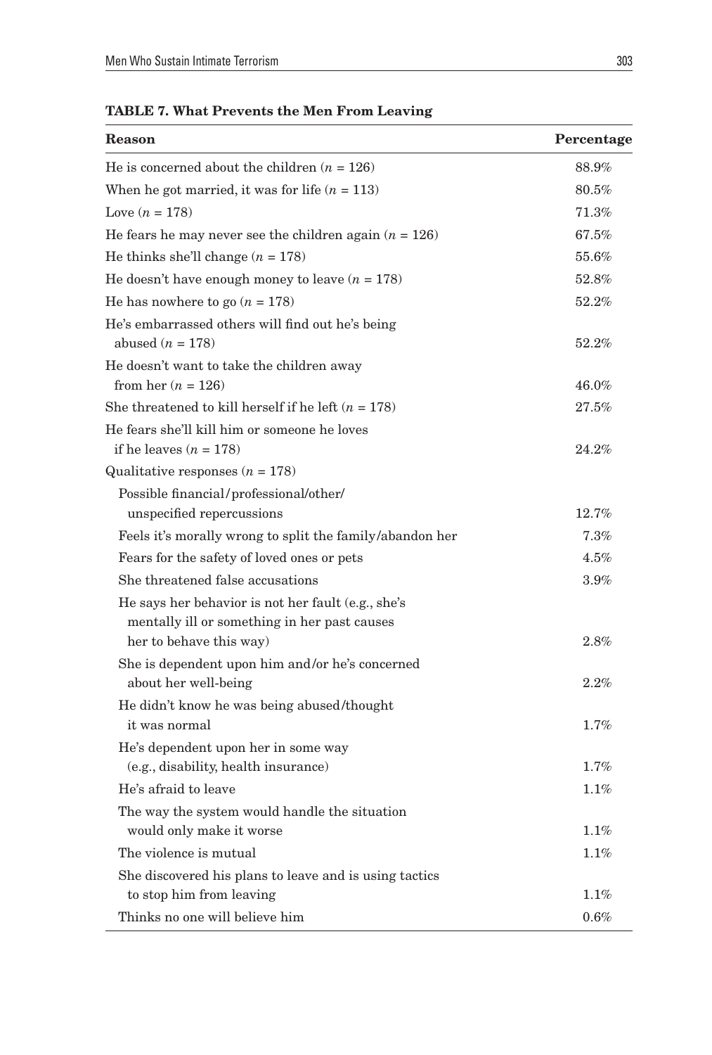**TABLE 7. What Prevents the Men From Leaving**

| Reason | Percentage |
|---|---|
| He is concerned about the children ($n$ = 126) | 88.9% |
| When he got married, it was for life ($n$ = 113) | 80.5% |
| Love ($n$ = 178) | 71.3% |
| He fears he may never see the children again ($n$ = 126) | 67.5% |
| He thinks she'll change ($n$ = 178) | 55.6% |
| He doesn't have enough money to leave ($n$ = 178) | 52.8% |
| He has nowhere to go ($n$ = 178) | 52.2% |
| He's embarrassed others will find out he's being abused ($n$ = 178) | 52.2% |
| He doesn't want to take the children away from her ($n$ = 126) | 46.0% |
| She threatened to kill herself if he left ($n$ = 178) | 27.5% |
| He fears she'll kill him or someone he loves if he leaves ($n$ = 178) | 24.2% |
| Qualitative responses ($n$ = 178) | |
| Possible financial/professional/other/unspecified repercussions | 12.7% |
| Feels it's morally wrong to split the family/abandon her | 7.3% |
| Fears for the safety of loved ones or pets | 4.5% |
| She threatened false accusations | 3.9% |
| He says her behavior is not her fault (e.g., she's mentally ill or something in her past causes her to behave this way) | 2.8% |
| She is dependent upon him and/or he's concerned about her well-being | 2.2% |
| He didn't know he was being abused/thought it was normal | 1.7% |
| He's dependent upon her in some way (e.g., disability, health insurance) | 1.7% |
| He's afraid to leave | 1.1% |
| The way the system would handle the situation would only make it worse | 1.1% |
| The violence is mutual | 1.1% |
| She discovered his plans to leave and is using tactics to stop him from leaving | 1.1% |
| Thinks no one will believe him | 0.6% |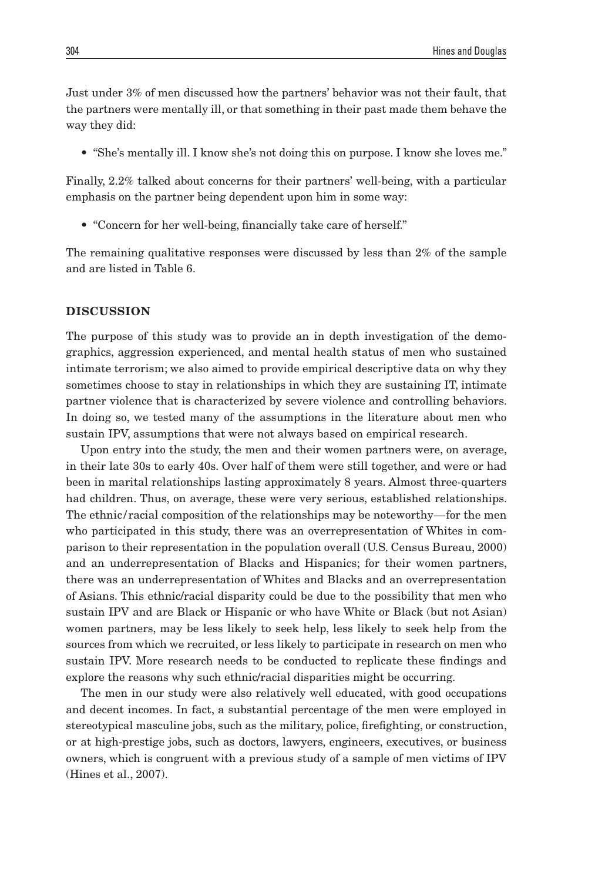Just under 3% of men discussed how the partners' behavior was not their fault, that the partners were mentally ill, or that something in their past made them behave the way they did:

- "She's mentally ill. I know she's not doing this on purpose. I know she loves me."

Finally, 2.2% talked about concerns for their partners' well-being, with a particular emphasis on the partner being dependent upon him in some way:

- "Concern for her well-being, financially take care of herself."

The remaining qualitative responses were discussed by less than 2% of the sample and are listed in Table 6.

## DISCUSSION

The purpose of this study was to provide an in depth investigation of the demographics, aggression experienced, and mental health status of men who sustained intimate terrorism; we also aimed to provide empirical descriptive data on why they sometimes choose to stay in relationships in which they are sustaining IT, intimate partner violence that is characterized by severe violence and controlling behaviors. In doing so, we tested many of the assumptions in the literature about men who sustain IPV, assumptions that were not always based on empirical research.

Upon entry into the study, the men and their women partners were, on average, in their late 30s to early 40s. Over half of them were still together, and were or had been in marital relationships lasting approximately 8 years. Almost three-quarters had children. Thus, on average, these were very serious, established relationships. The ethnic/racial composition of the relationships may be noteworthy—for the men who participated in this study, there was an overrepresentation of Whites in comparison to their representation in the population overall (U.S. Census Bureau, 2000) and an underrepresentation of Blacks and Hispanics; for their women partners, there was an underrepresentation of Whites and Blacks and an overrepresentation of Asians. This ethnic/racial disparity could be due to the possibility that men who sustain IPV and are Black or Hispanic or who have White or Black (but not Asian) women partners, may be less likely to seek help, less likely to seek help from the sources from which we recruited, or less likely to participate in research on men who sustain IPV. More research needs to be conducted to replicate these findings and explore the reasons why such ethnic/racial disparities might be occurring.

The men in our study were also relatively well educated, with good occupations and decent incomes. In fact, a substantial percentage of the men were employed in stereotypical masculine jobs, such as the military, police, firefighting, or construction, or at high-prestige jobs, such as doctors, lawyers, engineers, executives, or business owners, which is congruent with a previous study of a sample of men victims of IPV (Hines et al., 2007).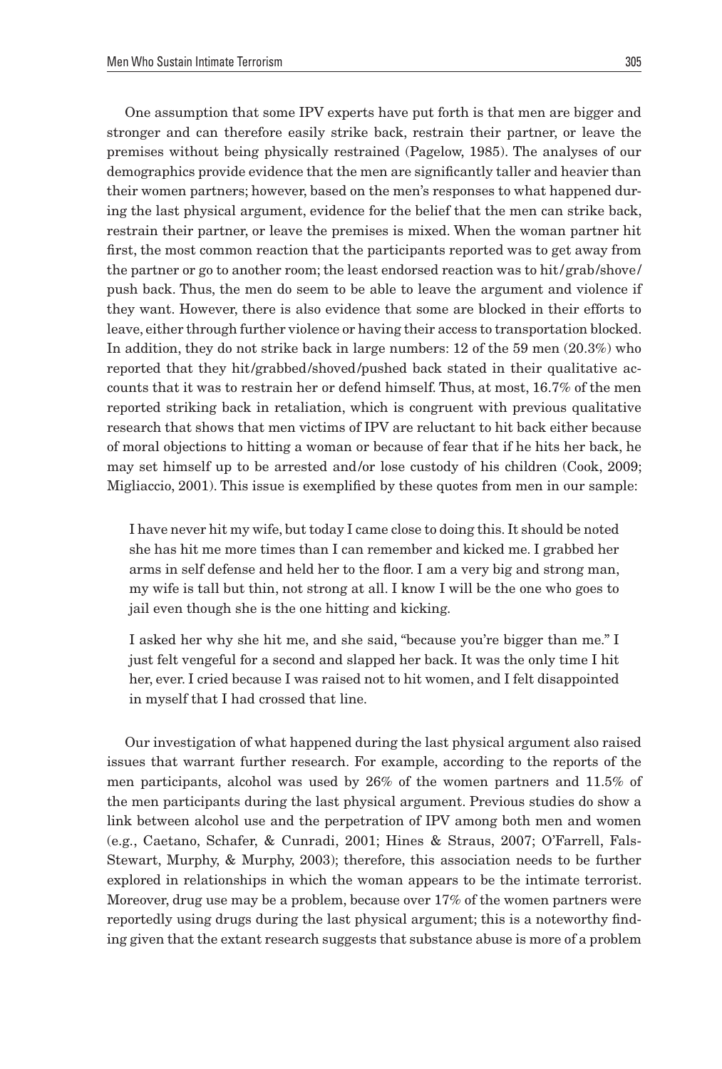One assumption that some IPV experts have put forth is that men are bigger and stronger and can therefore easily strike back, restrain their partner, or leave the premises without being physically restrained (Pagelow, 1985). The analyses of our demographics provide evidence that the men are significantly taller and heavier than their women partners; however, based on the men's responses to what happened during the last physical argument, evidence for the belief that the men can strike back, restrain their partner, or leave the premises is mixed. When the woman partner hit first, the most common reaction that the participants reported was to get away from the partner or go to another room; the least endorsed reaction was to hit/grab/shove/push back. Thus, the men do seem to be able to leave the argument and violence if they want. However, there is also evidence that some are blocked in their efforts to leave, either through further violence or having their access to transportation blocked. In addition, they do not strike back in large numbers: 12 of the 59 men (20.3%) who reported that they hit/grabbed/shoved/pushed back stated in their qualitative accounts that it was to restrain her or defend himself. Thus, at most, 16.7% of the men reported striking back in retaliation, which is congruent with previous qualitative research that shows that men victims of IPV are reluctant to hit back either because of moral objections to hitting a woman or because of fear that if he hits her back, he may set himself up to be arrested and/or lose custody of his children (Cook, 2009; Migliaccio, 2001). This issue is exemplified by these quotes from men in our sample:

> I have never hit my wife, but today I came close to doing this. It should be noted she has hit me more times than I can remember and kicked me. I grabbed her arms in self defense and held her to the floor. I am a very big and strong man, my wife is tall but thin, not strong at all. I know I will be the one who goes to jail even though she is the one hitting and kicking.

> I asked her why she hit me, and she said, "because you're bigger than me." I just felt vengeful for a second and slapped her back. It was the only time I hit her, ever. I cried because I was raised not to hit women, and I felt disappointed in myself that I had crossed that line.

Our investigation of what happened during the last physical argument also raised issues that warrant further research. For example, according to the reports of the men participants, alcohol was used by 26% of the women partners and 11.5% of the men participants during the last physical argument. Previous studies do show a link between alcohol use and the perpetration of IPV among both men and women (e.g., Caetano, Schafer, & Cunradi, 2001; Hines & Straus, 2007; O'Farrell, Fals-Stewart, Murphy, & Murphy, 2003); therefore, this association needs to be further explored in relationships in which the woman appears to be the intimate terrorist. Moreover, drug use may be a problem, because over 17% of the women partners were reportedly using drugs during the last physical argument; this is a noteworthy finding given that the extant research suggests that substance abuse is more of a problem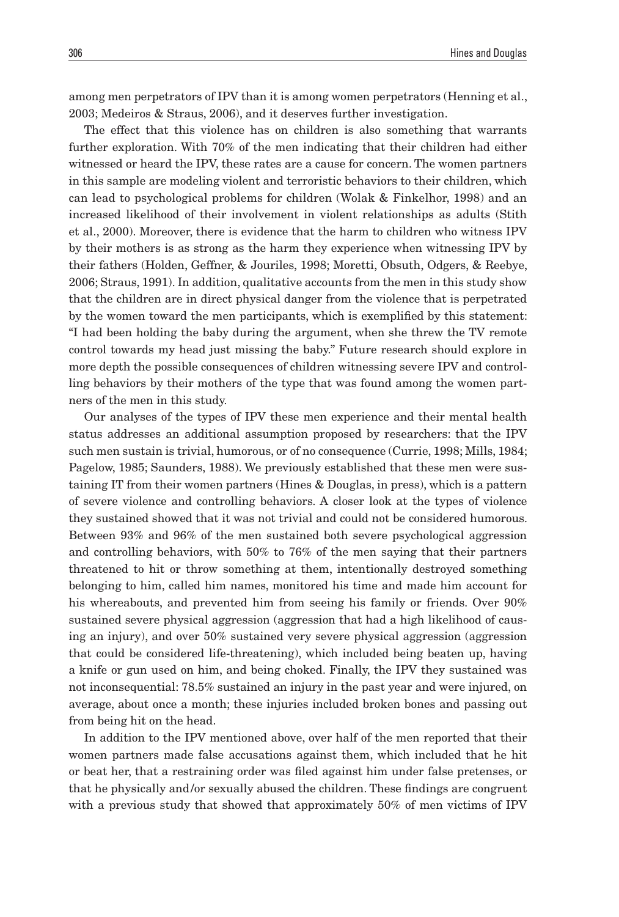among men perpetrators of IPV than it is among women perpetrators (Henning et al., 2003; Medeiros & Straus, 2006), and it deserves further investigation.

The effect that this violence has on children is also something that warrants further exploration. With 70% of the men indicating that their children had either witnessed or heard the IPV, these rates are a cause for concern. The women partners in this sample are modeling violent and terroristic behaviors to their children, which can lead to psychological problems for children (Wolak & Finkelhor, 1998) and an increased likelihood of their involvement in violent relationships as adults (Stith et al., 2000). Moreover, there is evidence that the harm to children who witness IPV by their mothers is as strong as the harm they experience when witnessing IPV by their fathers (Holden, Geffner, & Jouriles, 1998; Moretti, Obsuth, Odgers, & Reebye, 2006; Straus, 1991). In addition, qualitative accounts from the men in this study show that the children are in direct physical danger from the violence that is perpetrated by the women toward the men participants, which is exemplified by this statement: "I had been holding the baby during the argument, when she threw the TV remote control towards my head just missing the baby." Future research should explore in more depth the possible consequences of children witnessing severe IPV and controlling behaviors by their mothers of the type that was found among the women partners of the men in this study.

Our analyses of the types of IPV these men experience and their mental health status addresses an additional assumption proposed by researchers: that the IPV such men sustain is trivial, humorous, or of no consequence (Currie, 1998; Mills, 1984; Pagelow, 1985; Saunders, 1988). We previously established that these men were sustaining IT from their women partners (Hines & Douglas, in press), which is a pattern of severe violence and controlling behaviors. A closer look at the types of violence they sustained showed that it was not trivial and could not be considered humorous. Between 93% and 96% of the men sustained both severe psychological aggression and controlling behaviors, with 50% to 76% of the men saying that their partners threatened to hit or throw something at them, intentionally destroyed something belonging to him, called him names, monitored his time and made him account for his whereabouts, and prevented him from seeing his family or friends. Over 90% sustained severe physical aggression (aggression that had a high likelihood of causing an injury), and over 50% sustained very severe physical aggression (aggression that could be considered life-threatening), which included being beaten up, having a knife or gun used on him, and being choked. Finally, the IPV they sustained was not inconsequential: 78.5% sustained an injury in the past year and were injured, on average, about once a month; these injuries included broken bones and passing out from being hit on the head.

In addition to the IPV mentioned above, over half of the men reported that their women partners made false accusations against them, which included that he hit or beat her, that a restraining order was filed against him under false pretenses, or that he physically and/or sexually abused the children. These findings are congruent with a previous study that showed that approximately 50% of men victims of IPV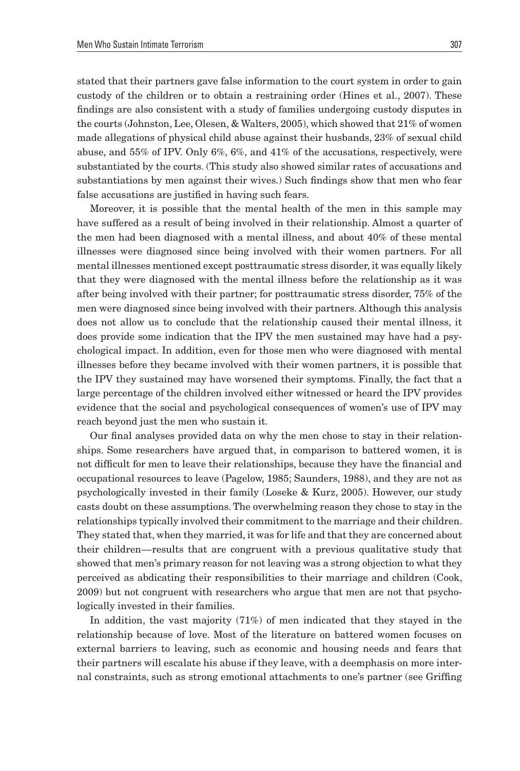stated that their partners gave false information to the court system in order to gain custody of the children or to obtain a restraining order (Hines et al., 2007). These findings are also consistent with a study of families undergoing custody disputes in the courts (Johnston, Lee, Olesen, & Walters, 2005), which showed that 21% of women made allegations of physical child abuse against their husbands, 23% of sexual child abuse, and 55% of IPV. Only 6%, 6%, and 41% of the accusations, respectively, were substantiated by the courts. (This study also showed similar rates of accusations and substantiations by men against their wives.) Such findings show that men who fear false accusations are justified in having such fears.

Moreover, it is possible that the mental health of the men in this sample may have suffered as a result of being involved in their relationship. Almost a quarter of the men had been diagnosed with a mental illness, and about 40% of these mental illnesses were diagnosed since being involved with their women partners. For all mental illnesses mentioned except posttraumatic stress disorder, it was equally likely that they were diagnosed with the mental illness before the relationship as it was after being involved with their partner; for posttraumatic stress disorder, 75% of the men were diagnosed since being involved with their partners. Although this analysis does not allow us to conclude that the relationship caused their mental illness, it does provide some indication that the IPV the men sustained may have had a psychological impact. In addition, even for those men who were diagnosed with mental illnesses before they became involved with their women partners, it is possible that the IPV they sustained may have worsened their symptoms. Finally, the fact that a large percentage of the children involved either witnessed or heard the IPV provides evidence that the social and psychological consequences of women's use of IPV may reach beyond just the men who sustain it.

Our final analyses provided data on why the men chose to stay in their relationships. Some researchers have argued that, in comparison to battered women, it is not difficult for men to leave their relationships, because they have the financial and occupational resources to leave (Pagelow, 1985; Saunders, 1988), and they are not as psychologically invested in their family (Loseke & Kurz, 2005). However, our study casts doubt on these assumptions. The overwhelming reason they chose to stay in the relationships typically involved their commitment to the marriage and their children. They stated that, when they married, it was for life and that they are concerned about their children—results that are congruent with a previous qualitative study that showed that men's primary reason for not leaving was a strong objection to what they perceived as abdicating their responsibilities to their marriage and children (Cook, 2009) but not congruent with researchers who argue that men are not that psychologically invested in their families.

In addition, the vast majority (71%) of men indicated that they stayed in the relationship because of love. Most of the literature on battered women focuses on external barriers to leaving, such as economic and housing needs and fears that their partners will escalate his abuse if they leave, with a deemphasis on more internal constraints, such as strong emotional attachments to one's partner (see Griffing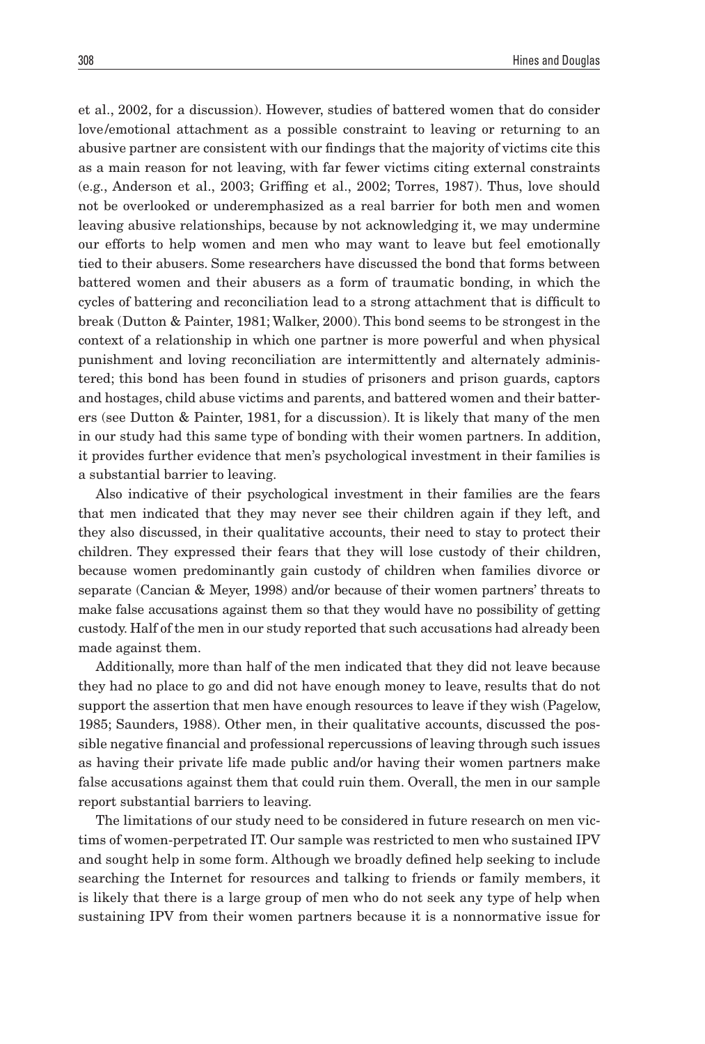et al., 2002, for a discussion). However, studies of battered women that do consider love/emotional attachment as a possible constraint to leaving or returning to an abusive partner are consistent with our findings that the majority of victims cite this as a main reason for not leaving, with far fewer victims citing external constraints (e.g., Anderson et al., 2003; Griffing et al., 2002; Torres, 1987). Thus, love should not be overlooked or underemphasized as a real barrier for both men and women leaving abusive relationships, because by not acknowledging it, we may undermine our efforts to help women and men who may want to leave but feel emotionally tied to their abusers. Some researchers have discussed the bond that forms between battered women and their abusers as a form of traumatic bonding, in which the cycles of battering and reconciliation lead to a strong attachment that is difficult to break (Dutton & Painter, 1981; Walker, 2000). This bond seems to be strongest in the context of a relationship in which one partner is more powerful and when physical punishment and loving reconciliation are intermittently and alternately administered; this bond has been found in studies of prisoners and prison guards, captors and hostages, child abuse victims and parents, and battered women and their batterers (see Dutton & Painter, 1981, for a discussion). It is likely that many of the men in our study had this same type of bonding with their women partners. In addition, it provides further evidence that men's psychological investment in their families is a substantial barrier to leaving.

Also indicative of their psychological investment in their families are the fears that men indicated that they may never see their children again if they left, and they also discussed, in their qualitative accounts, their need to stay to protect their children. They expressed their fears that they will lose custody of their children, because women predominantly gain custody of children when families divorce or separate (Cancian & Meyer, 1998) and/or because of their women partners' threats to make false accusations against them so that they would have no possibility of getting custody. Half of the men in our study reported that such accusations had already been made against them.

Additionally, more than half of the men indicated that they did not leave because they had no place to go and did not have enough money to leave, results that do not support the assertion that men have enough resources to leave if they wish (Pagelow, 1985; Saunders, 1988). Other men, in their qualitative accounts, discussed the possible negative financial and professional repercussions of leaving through such issues as having their private life made public and/or having their women partners make false accusations against them that could ruin them. Overall, the men in our sample report substantial barriers to leaving.

The limitations of our study need to be considered in future research on men victims of women-perpetrated IT. Our sample was restricted to men who sustained IPV and sought help in some form. Although we broadly defined help seeking to include searching the Internet for resources and talking to friends or family members, it is likely that there is a large group of men who do not seek any type of help when sustaining IPV from their women partners because it is a nonnormative issue for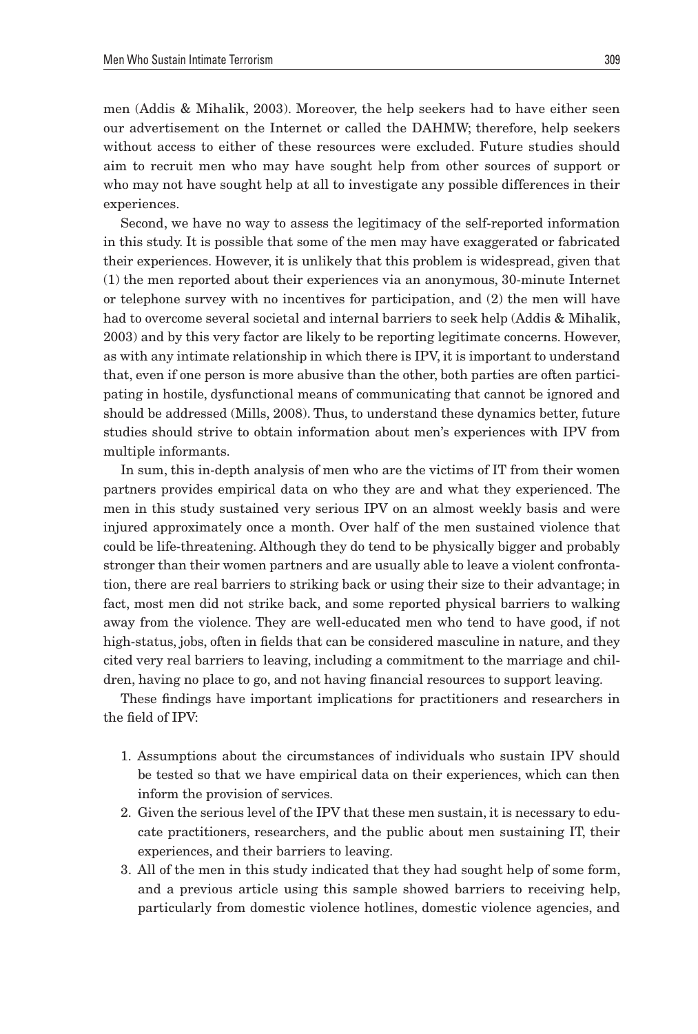men (Addis & Mihalik, 2003). Moreover, the help seekers had to have either seen our advertisement on the Internet or called the DAHMW; therefore, help seekers without access to either of these resources were excluded. Future studies should aim to recruit men who may have sought help from other sources of support or who may not have sought help at all to investigate any possible differences in their experiences.

Second, we have no way to assess the legitimacy of the self-reported information in this study. It is possible that some of the men may have exaggerated or fabricated their experiences. However, it is unlikely that this problem is widespread, given that (1) the men reported about their experiences via an anonymous, 30-minute Internet or telephone survey with no incentives for participation, and (2) the men will have had to overcome several societal and internal barriers to seek help (Addis & Mihalik, 2003) and by this very factor are likely to be reporting legitimate concerns. However, as with any intimate relationship in which there is IPV, it is important to understand that, even if one person is more abusive than the other, both parties are often participating in hostile, dysfunctional means of communicating that cannot be ignored and should be addressed (Mills, 2008). Thus, to understand these dynamics better, future studies should strive to obtain information about men's experiences with IPV from multiple informants.

In sum, this in-depth analysis of men who are the victims of IT from their women partners provides empirical data on who they are and what they experienced. The men in this study sustained very serious IPV on an almost weekly basis and were injured approximately once a month. Over half of the men sustained violence that could be life-threatening. Although they do tend to be physically bigger and probably stronger than their women partners and are usually able to leave a violent confrontation, there are real barriers to striking back or using their size to their advantage; in fact, most men did not strike back, and some reported physical barriers to walking away from the violence. They are well-educated men who tend to have good, if not high-status, jobs, often in fields that can be considered masculine in nature, and they cited very real barriers to leaving, including a commitment to the marriage and children, having no place to go, and not having financial resources to support leaving.

These findings have important implications for practitioners and researchers in the field of IPV:

1. Assumptions about the circumstances of individuals who sustain IPV should be tested so that we have empirical data on their experiences, which can then inform the provision of services.
2. Given the serious level of the IPV that these men sustain, it is necessary to educate practitioners, researchers, and the public about men sustaining IT, their experiences, and their barriers to leaving.
3. All of the men in this study indicated that they had sought help of some form, and a previous article using this sample showed barriers to receiving help, particularly from domestic violence hotlines, domestic violence agencies, and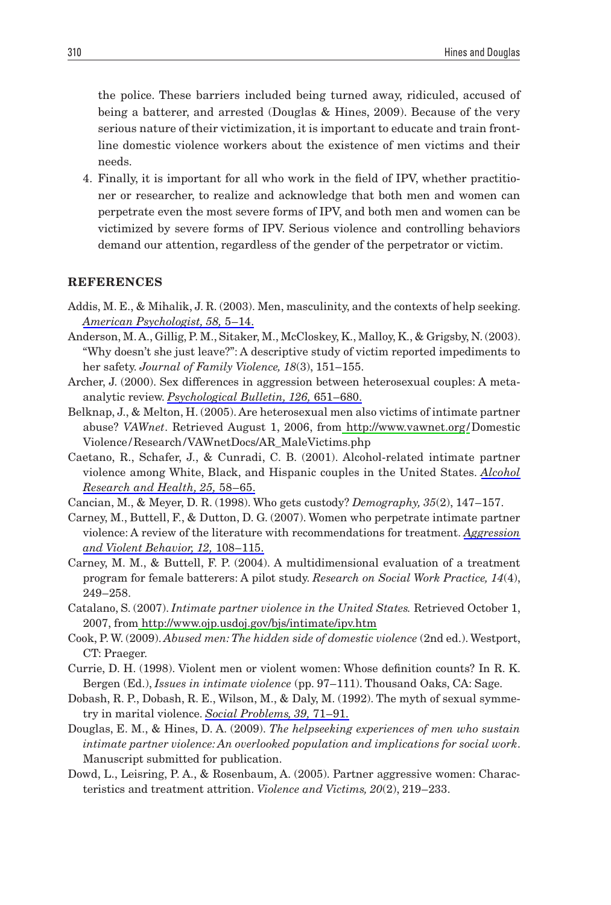the police. These barriers included being turned away, ridiculed, accused of being a batterer, and arrested (Douglas & Hines, 2009). Because of the very serious nature of their victimization, it is important to educate and train front-line domestic violence workers about the existence of men victims and their needs.

4. Finally, it is important for all who work in the field of IPV, whether practitioner or researcher, to realize and acknowledge that both men and women can perpetrate even the most severe forms of IPV, and both men and women can be victimized by severe forms of IPV. Serious violence and controlling behaviors demand our attention, regardless of the gender of the perpetrator or victim.

## REFERENCES

Addis, M. E., & Mihalik, J. R. (2003). Men, masculinity, and the contexts of help seeking. *American Psychologist, 58,* 5–14.

Anderson, M. A., Gillig, P. M., Sitaker, M., McCloskey, K., Malloy, K., & Grigsby, N. (2003). "Why doesn't she just leave?": A descriptive study of victim reported impediments to her safety. *Journal of Family Violence, 18*(3), 151–155.

Archer, J. (2000). Sex differences in aggression between heterosexual couples: A meta-analytic review. *Psychological Bulletin, 126,* 651–680.

Belknap, J., & Melton, H. (2005). Are heterosexual men also victims of intimate partner abuse? *VAWnet*. Retrieved August 1, 2006, from http://www.vawnet.org/DomesticViolence/Research/VAWnetDocs/AR_MaleVictims.php

Caetano, R., Schafer, J., & Cunradi, C. B. (2001). Alcohol-related intimate partner violence among White, Black, and Hispanic couples in the United States. *Alcohol Research and Health, 25,* 58–65.

Cancian, M., & Meyer, D. R. (1998). Who gets custody? *Demography, 35*(2), 147–157.

Carney, M., Buttell, F., & Dutton, D. G. (2007). Women who perpetrate intimate partner violence: A review of the literature with recommendations for treatment. *Aggression and Violent Behavior, 12,* 108–115.

Carney, M. M., & Buttell, F. P. (2004). A multidimensional evaluation of a treatment program for female batterers: A pilot study. *Research on Social Work Practice, 14*(4), 249–258.

Catalano, S. (2007). *Intimate partner violence in the United States.* Retrieved October 1, 2007, from http://www.ojp.usdoj.gov/bjs/intimate/ipv.htm

Cook, P. W. (2009). *Abused men: The hidden side of domestic violence* (2nd ed.). Westport, CT: Praeger.

Currie, D. H. (1998). Violent men or violent women: Whose definition counts? In R. K. Bergen (Ed.), *Issues in intimate violence* (pp. 97–111). Thousand Oaks, CA: Sage.

Dobash, R. P., Dobash, R. E., Wilson, M., & Daly, M. (1992). The myth of sexual symmetry in marital violence. *Social Problems, 39,* 71–91.

Douglas, E. M., & Hines, D. A. (2009). *The helpseeking experiences of men who sustain intimate partner violence: An overlooked population and implications for social work*. Manuscript submitted for publication.

Dowd, L., Leisring, P. A., & Rosenbaum, A. (2005). Partner aggressive women: Characteristics and treatment attrition. *Violence and Victims, 20*(2), 219–233.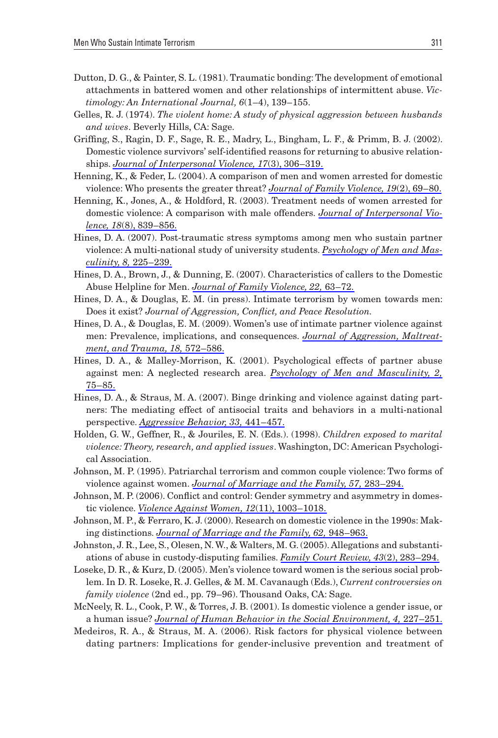Dutton, D. G., & Painter, S. L. (1981). Traumatic bonding: The development of emotional attachments in battered women and other relationships of intermittent abuse. *Victimology: An International Journal, 6*(1–4), 139–155.

Gelles, R. J. (1974). *The violent home: A study of physical aggression between husbands and wives*. Beverly Hills, CA: Sage.

Griffing, S., Ragin, D. F., Sage, R. E., Madry, L., Bingham, L. F., & Primm, B. J. (2002). Domestic violence survivors' self-identified reasons for returning to abusive relationships. *Journal of Interpersonal Violence, 17*(3), 306–319.

Henning, K., & Feder, L. (2004). A comparison of men and women arrested for domestic violence: Who presents the greater threat? *Journal of Family Violence, 19*(2), 69–80.

Henning, K., Jones, A., & Holdford, R. (2003). Treatment needs of women arrested for domestic violence: A comparison with male offenders. *Journal of Interpersonal Violence, 18*(8), 839–856.

Hines, D. A. (2007). Post-traumatic stress symptoms among men who sustain partner violence: A multi-national study of university students. *Psychology of Men and Masculinity, 8,* 225–239.

Hines, D. A., Brown, J., & Dunning, E. (2007). Characteristics of callers to the Domestic Abuse Helpline for Men. *Journal of Family Violence, 22,* 63–72.

Hines, D. A., & Douglas, E. M. (in press). Intimate terrorism by women towards men: Does it exist? *Journal of Aggression, Conflict, and Peace Resolution.*

Hines, D. A., & Douglas, E. M. (2009). Women's use of intimate partner violence against men: Prevalence, implications, and consequences. *Journal of Aggression, Maltreatment, and Trauma, 18,* 572–586.

Hines, D. A., & Malley-Morrison, K. (2001). Psychological effects of partner abuse against men: A neglected research area. *Psychology of Men and Masculinity, 2,* 75–85.

Hines, D. A., & Straus, M. A. (2007). Binge drinking and violence against dating partners: The mediating effect of antisocial traits and behaviors in a multi-national perspective. *Aggressive Behavior, 33,* 441–457.

Holden, G. W., Geffner, R., & Jouriles, E. N. (Eds.). (1998). *Children exposed to marital violence: Theory, research, and applied issues*. Washington, DC: American Psychological Association.

Johnson, M. P. (1995). Patriarchal terrorism and common couple violence: Two forms of violence against women. *Journal of Marriage and the Family, 57,* 283–294.

Johnson, M. P. (2006). Conflict and control: Gender symmetry and asymmetry in domestic violence. *Violence Against Women, 12*(11), 1003–1018.

Johnson, M. P., & Ferraro, K. J. (2000). Research on domestic violence in the 1990s: Making distinctions. *Journal of Marriage and the Family, 62,* 948–963.

Johnston, J. R., Lee, S., Olesen, N. W., & Walters, M. G. (2005). Allegations and substantiations of abuse in custody-disputing families. *Family Court Review, 43*(2), 283–294.

Loseke, D. R., & Kurz, D. (2005). Men's violence toward women is the serious social problem. In D. R. Loseke, R. J. Gelles, & M. M. Cavanaugh (Eds.), *Current controversies on family violence* (2nd ed., pp. 79–96). Thousand Oaks, CA: Sage.

McNeely, R. L., Cook, P. W., & Torres, J. B. (2001). Is domestic violence a gender issue, or a human issue? *Journal of Human Behavior in the Social Environment, 4,* 227–251.

Medeiros, R. A., & Straus, M. A. (2006). Risk factors for physical violence between dating partners: Implications for gender-inclusive prevention and treatment of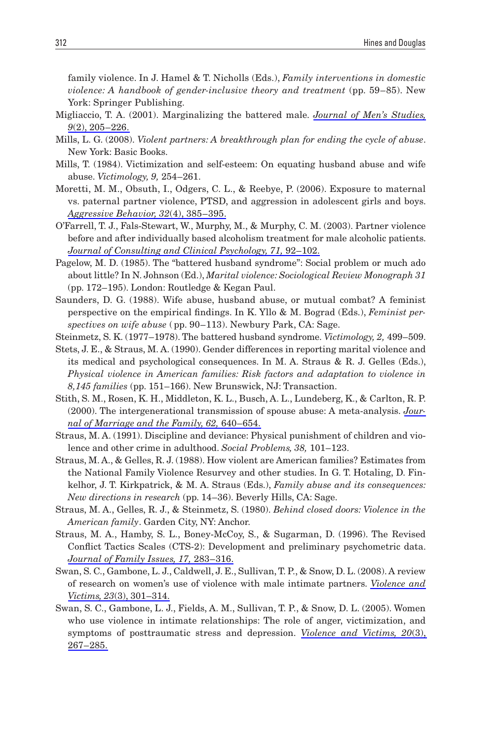family violence. In J. Hamel & T. Nicholls (Eds.), *Family interventions in domestic violence: A handbook of gender-inclusive theory and treatment* (pp. 59–85). New York: Springer Publishing.

Migliaccio, T. A. (2001). Marginalizing the battered male. *Journal of Men's Studies, 9*(2), 205–226.

Mills, L. G. (2008). *Violent partners: A breakthrough plan for ending the cycle of abuse*. New York: Basic Books.

Mills, T. (1984). Victimization and self-esteem: On equating husband abuse and wife abuse. *Victimology, 9,* 254–261.

Moretti, M. M., Obsuth, I., Odgers, C. L., & Reebye, P. (2006). Exposure to maternal vs. paternal partner violence, PTSD, and aggression in adolescent girls and boys. *Aggressive Behavior, 32*(4), 385–395.

O'Farrell, T. J., Fals-Stewart, W., Murphy, M., & Murphy, C. M. (2003). Partner violence before and after individually based alcoholism treatment for male alcoholic patients. *Journal of Consulting and Clinical Psychology, 71,* 92–102.

Pagelow, M. D. (1985). The "battered husband syndrome": Social problem or much ado about little? In N. Johnson (Ed.), *Marital violence: Sociological Review Monograph 31* (pp. 172–195). London: Routledge & Kegan Paul.

Saunders, D. G. (1988). Wife abuse, husband abuse, or mutual combat? A feminist perspective on the empirical findings. In K. Yllo & M. Bograd (Eds.), *Feminist perspectives on wife abuse* ( pp. 90–113). Newbury Park, CA: Sage.

Steinmetz, S. K. (1977–1978). The battered husband syndrome. *Victimology, 2,* 499–509.

Stets, J. E., & Straus, M. A. (1990). Gender differences in reporting marital violence and its medical and psychological consequences. In M. A. Straus & R. J. Gelles (Eds.), *Physical violence in American families: Risk factors and adaptation to violence in 8,145 families* (pp. 151–166). New Brunswick, NJ: Transaction.

Stith, S. M., Rosen, K. H., Middleton, K. L., Busch, A. L., Lundeberg, K., & Carlton, R. P. (2000). The intergenerational transmission of spouse abuse: A meta-analysis. *Journal of Marriage and the Family, 62,* 640–654.

Straus, M. A. (1991). Discipline and deviance: Physical punishment of children and violence and other crime in adulthood. *Social Problems, 38,* 101–123.

Straus, M. A., & Gelles, R. J. (1988). How violent are American families? Estimates from the National Family Violence Resurvey and other studies. In G. T. Hotaling, D. Finkelhor, J. T. Kirkpatrick, & M. A. Straus (Eds.), *Family abuse and its consequences: New directions in research* (pp. 14–36). Beverly Hills, CA: Sage.

Straus, M. A., Gelles, R. J., & Steinmetz, S. (1980). *Behind closed doors: Violence in the American family*. Garden City, NY: Anchor.

Straus, M. A., Hamby, S. L., Boney-McCoy, S., & Sugarman, D. (1996). The Revised Conflict Tactics Scales (CTS-2): Development and preliminary psychometric data. *Journal of Family Issues, 17,* 283–316.

Swan, S. C., Gambone, L. J., Caldwell, J. E., Sullivan, T. P., & Snow, D. L. (2008). A review of research on women's use of violence with male intimate partners. *Violence and Victims, 23*(3), 301–314.

Swan, S. C., Gambone, L. J., Fields, A. M., Sullivan, T. P., & Snow, D. L. (2005). Women who use violence in intimate relationships: The role of anger, victimization, and symptoms of posttraumatic stress and depression. *Violence and Victims, 20*(3), 267–285.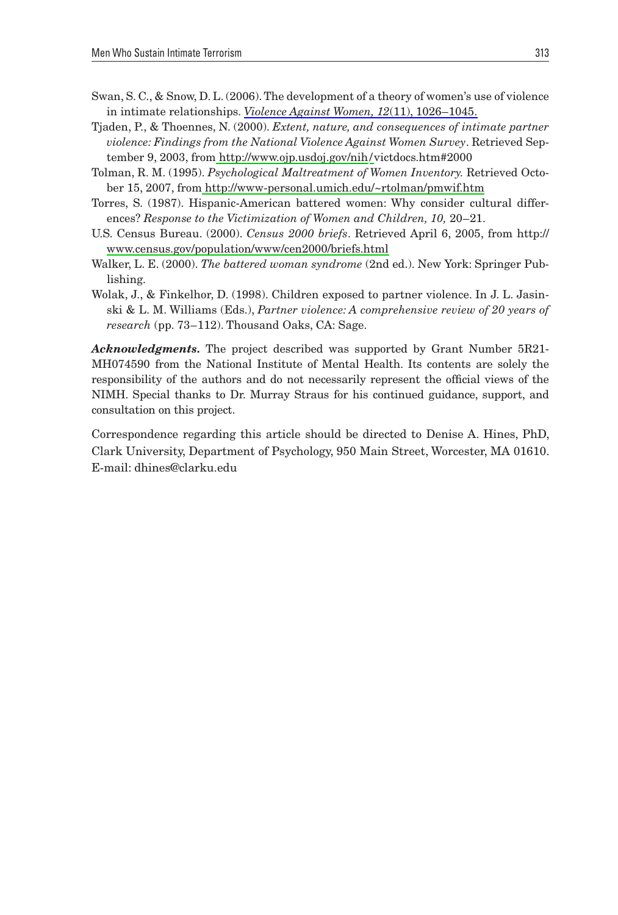Swan, S. C., & Snow, D. L. (2006). The development of a theory of women's use of violence in intimate relationships. *Violence Against Women, 12*(11), 1026–1045.

Tjaden, P., & Thoennes, N. (2000). *Extent, nature, and consequences of intimate partner violence: Findings from the National Violence Against Women Survey*. Retrieved September 9, 2003, from http://www.ojp.usdoj.gov/nih/victdocs.htm#2000

Tolman, R. M. (1995). *Psychological Maltreatment of Women Inventory.* Retrieved October 15, 2007, from http://www-personal.umich.edu/~rtolman/pmwif.htm

Torres, S. (1987). Hispanic-American battered women: Why consider cultural differences? *Response to the Victimization of Women and Children, 10,* 20–21.

U.S. Census Bureau. (2000). *Census 2000 briefs*. Retrieved April 6, 2005, from http://www.census.gov/population/www/cen2000/briefs.html

Walker, L. E. (2000). *The battered woman syndrome* (2nd ed.). New York: Springer Publishing.

Wolak, J., & Finkelhor, D. (1998). Children exposed to partner violence. In J. L. Jasinski & L. M. Williams (Eds.), *Partner violence: A comprehensive review of 20 years of research* (pp. 73–112). Thousand Oaks, CA: Sage.

***Acknowledgments.*** The project described was supported by Grant Number 5R21-MH074590 from the National Institute of Mental Health. Its contents are solely the responsibility of the authors and do not necessarily represent the official views of the NIMH. Special thanks to Dr. Murray Straus for his continued guidance, support, and consultation on this project.

Correspondence regarding this article should be directed to Denise A. Hines, PhD, Clark University, Department of Psychology, 950 Main Street, Worcester, MA 01610. E-mail: dhines@clarku.edu